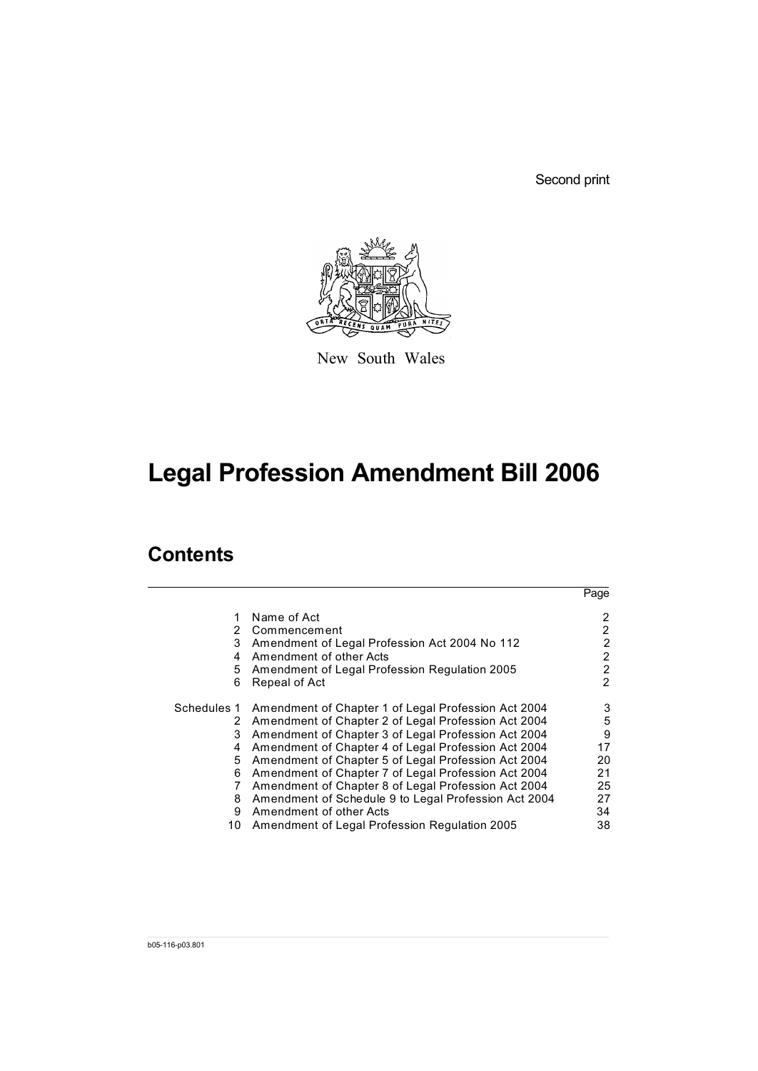Second print

New South Wales

# Legal Profession Amendment Bill 2006

## Contents

| | | Page |
|---|---|---|
| 1 | Name of Act | 2 |
| 2 | Commencement | 2 |
| 3 | Amendment of Legal Profession Act 2004 No 112 | 2 |
| 4 | Amendment of other Acts | 2 |
| 5 | Amendment of Legal Profession Regulation 2005 | 2 |
| 6 | Repeal of Act | 2 |
| Schedules 1 | Amendment of Chapter 1 of Legal Profession Act 2004 | 3 |
| 2 | Amendment of Chapter 2 of Legal Profession Act 2004 | 5 |
| 3 | Amendment of Chapter 3 of Legal Profession Act 2004 | 9 |
| 4 | Amendment of Chapter 4 of Legal Profession Act 2004 | 17 |
| 5 | Amendment of Chapter 5 of Legal Profession Act 2004 | 20 |
| 6 | Amendment of Chapter 7 of Legal Profession Act 2004 | 21 |
| 7 | Amendment of Chapter 8 of Legal Profession Act 2004 | 25 |
| 8 | Amendment of Schedule 9 to Legal Profession Act 2004 | 27 |
| 9 | Amendment of other Acts | 34 |
| 10 | Amendment of Legal Profession Regulation 2005 | 38 |

b05-116-p03.801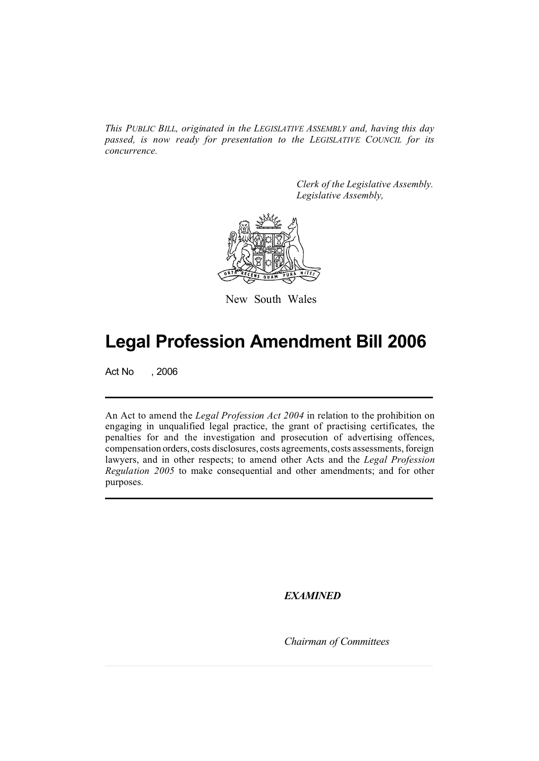*This PUBLIC BILL, originated in the LEGISLATIVE ASSEMBLY and, having this day passed, is now ready for presentation to the LEGISLATIVE COUNCIL for its concurrence.*

*Clerk of the Legislative Assembly.*
*Legislative Assembly,*

New South Wales

# Legal Profession Amendment Bill 2006

Act No , 2006

An Act to amend the *Legal Profession Act 2004* in relation to the prohibition on engaging in unqualified legal practice, the grant of practising certificates, the penalties for and the investigation and prosecution of advertising offences, compensation orders, costs disclosures, costs agreements, costs assessments, foreign lawyers, and in other respects; to amend other Acts and the *Legal Profession Regulation 2005* to make consequential and other amendments; and for other purposes.

***EXAMINED***

*Chairman of Committees*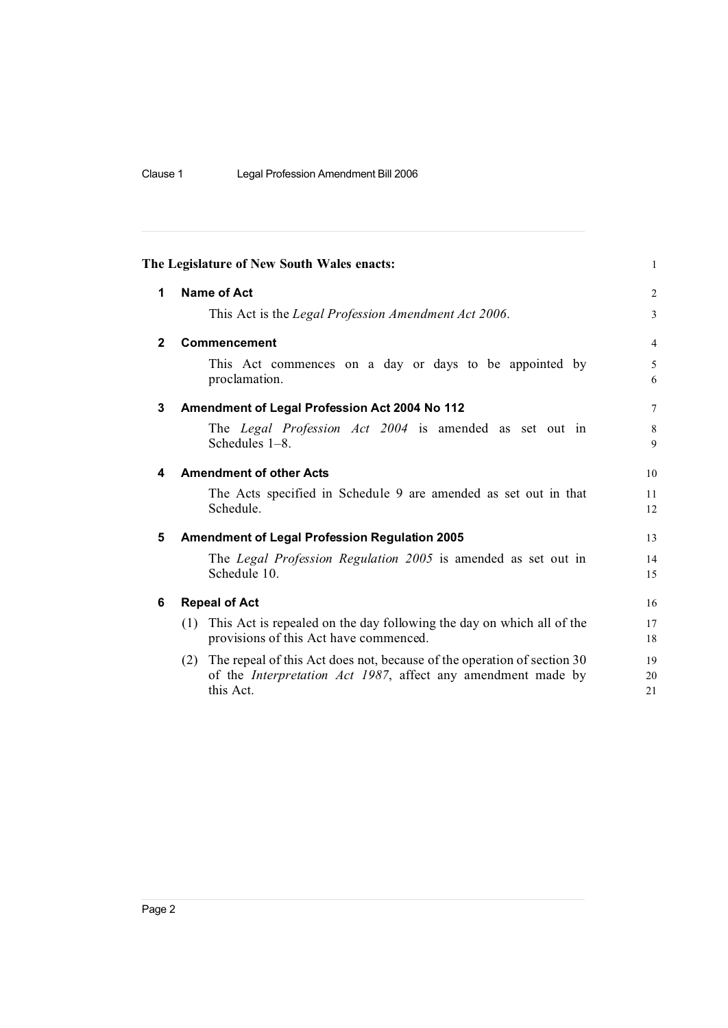**The Legislature of New South Wales enacts:**

## 1 Name of Act

This Act is the *Legal Profession Amendment Act 2006*.

## 2 Commencement

This Act commences on a day or days to be appointed by proclamation.

## 3 Amendment of Legal Profession Act 2004 No 112

The *Legal Profession Act 2004* is amended as set out in Schedules 1–8.

## 4 Amendment of other Acts

The Acts specified in Schedule 9 are amended as set out in that Schedule.

## 5 Amendment of Legal Profession Regulation 2005

The *Legal Profession Regulation 2005* is amended as set out in Schedule 10.

## 6 Repeal of Act

(1) This Act is repealed on the day following the day on which all of the provisions of this Act have commenced.

(2) The repeal of this Act does not, because of the operation of section 30 of the *Interpretation Act 1987*, affect any amendment made by this Act.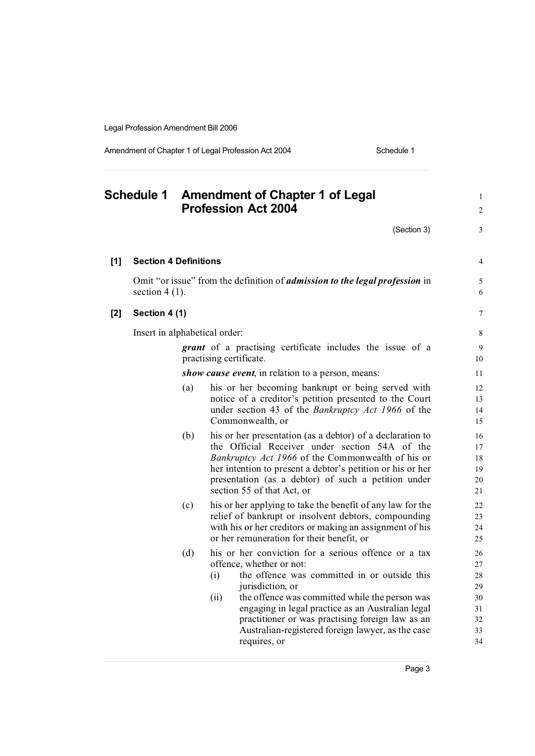# Schedule 1 Amendment of Chapter 1 of Legal Profession Act 2004

(Section 3)

**[1] Section 4 Definitions**

Omit "or issue" from the definition of ***admission to the legal profession*** in section 4 (1).

**[2] Section 4 (1)**

Insert in alphabetical order:

> ***grant*** of a practising certificate includes the issue of a practising certificate.
>
> ***show cause event***, in relation to a person, means:
>
> (a) his or her becoming bankrupt or being served with notice of a creditor's petition presented to the Court under section 43 of the *Bankruptcy Act 1966* of the Commonwealth, or
>
> (b) his or her presentation (as a debtor) of a declaration to the Official Receiver under section 54A of the *Bankruptcy Act 1966* of the Commonwealth of his or her intention to present a debtor's petition or his or her presentation (as a debtor) of such a petition under section 55 of that Act, or
>
> (c) his or her applying to take the benefit of any law for the relief of bankrupt or insolvent debtors, compounding with his or her creditors or making an assignment of his or her remuneration for their benefit, or
>
> (d) his or her conviction for a serious offence or a tax offence, whether or not:
>
> (i) the offence was committed in or outside this jurisdiction, or
>
> (ii) the offence was committed while the person was engaging in legal practice as an Australian legal practitioner or was practising foreign law as an Australian-registered foreign lawyer, as the case requires, or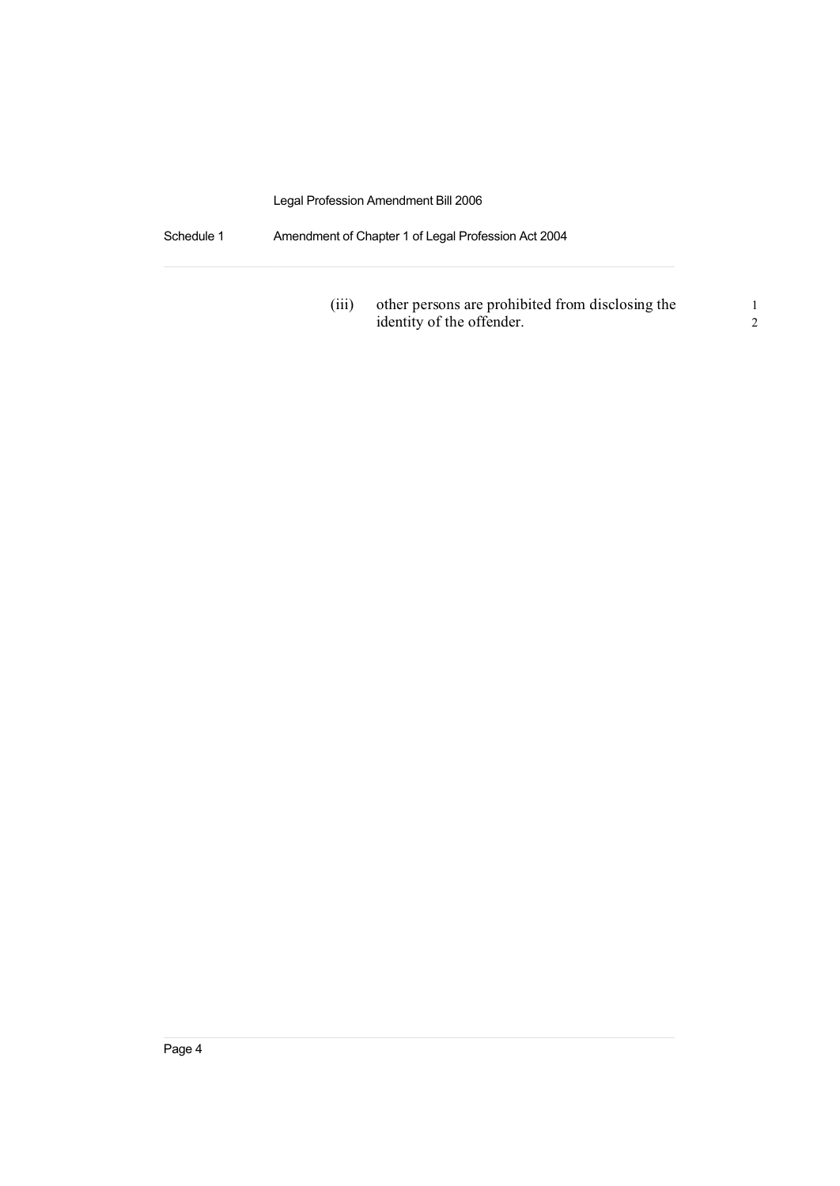(iii) other persons are prohibited from disclosing the identity of the offender.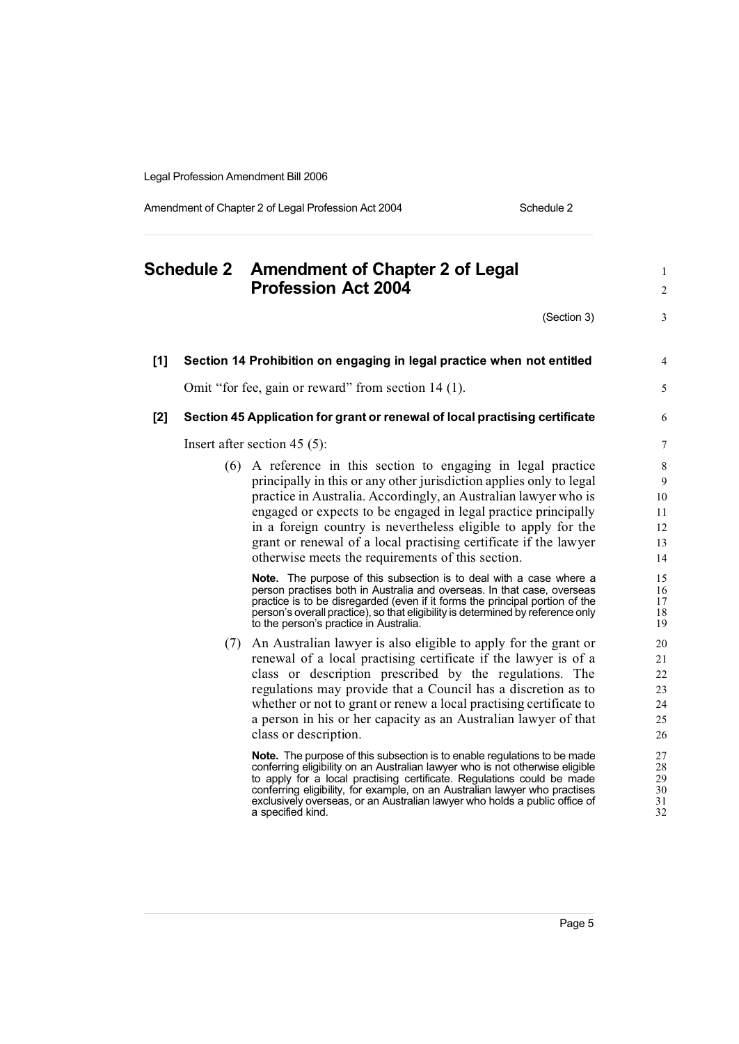# Schedule 2 Amendment of Chapter 2 of Legal Profession Act 2004

(Section 3)

### [1] Section 14 Prohibition on engaging in legal practice when not entitled

Omit "for fee, gain or reward" from section 14 (1).

### [2] Section 45 Application for grant or renewal of local practising certificate

Insert after section 45 (5):

(6) A reference in this section to engaging in legal practice principally in this or any other jurisdiction applies only to legal practice in Australia. Accordingly, an Australian lawyer who is engaged or expects to be engaged in legal practice principally in a foreign country is nevertheless eligible to apply for the grant or renewal of a local practising certificate if the lawyer otherwise meets the requirements of this section.

**Note.** The purpose of this subsection is to deal with a case where a person practises both in Australia and overseas. In that case, overseas practice is to be disregarded (even if it forms the principal portion of the person's overall practice), so that eligibility is determined by reference only to the person's practice in Australia.

(7) An Australian lawyer is also eligible to apply for the grant or renewal of a local practising certificate if the lawyer is of a class or description prescribed by the regulations. The regulations may provide that a Council has a discretion as to whether or not to grant or renew a local practising certificate to a person in his or her capacity as an Australian lawyer of that class or description.

**Note.** The purpose of this subsection is to enable regulations to be made conferring eligibility on an Australian lawyer who is not otherwise eligible to apply for a local practising certificate. Regulations could be made conferring eligibility, for example, on an Australian lawyer who practises exclusively overseas, or an Australian lawyer who holds a public office of a specified kind.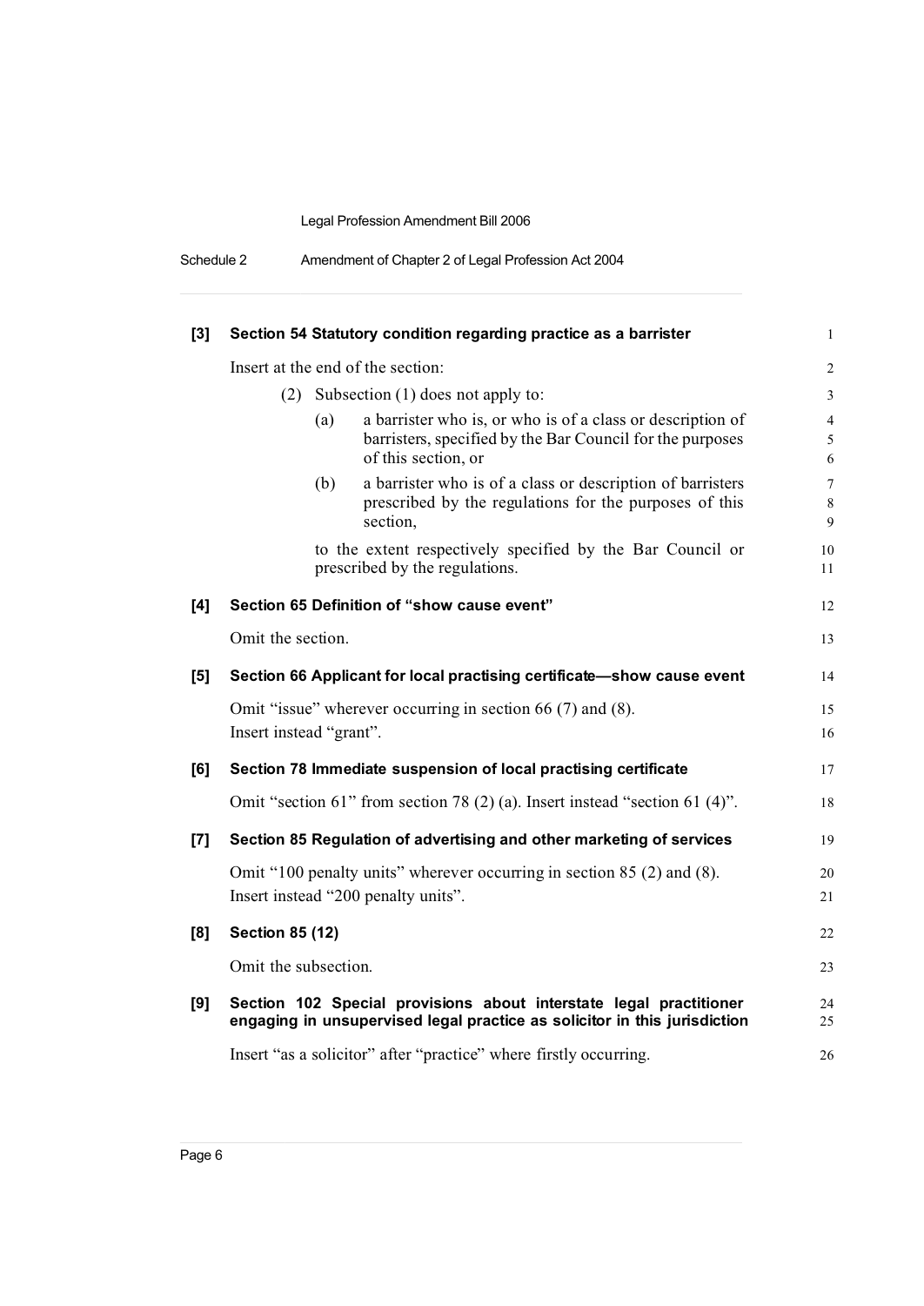**[3] Section 54 Statutory condition regarding practice as a barrister**

Insert at the end of the section:

(2) Subsection (1) does not apply to:

(a) a barrister who is, or who is of a class or description of barristers, specified by the Bar Council for the purposes of this section, or

(b) a barrister who is of a class or description of barristers prescribed by the regulations for the purposes of this section,

to the extent respectively specified by the Bar Council or prescribed by the regulations.

**[4] Section 65 Definition of "show cause event"**

Omit the section.

**[5] Section 66 Applicant for local practising certificate—show cause event**

Omit "issue" wherever occurring in section 66 (7) and (8).
Insert instead "grant".

**[6] Section 78 Immediate suspension of local practising certificate**

Omit "section 61" from section 78 (2) (a). Insert instead "section 61 (4)".

**[7] Section 85 Regulation of advertising and other marketing of services**

Omit "100 penalty units" wherever occurring in section 85 (2) and (8).
Insert instead "200 penalty units".

**[8] Section 85 (12)**

Omit the subsection.

**[9] Section 102 Special provisions about interstate legal practitioner engaging in unsupervised legal practice as solicitor in this jurisdiction**

Insert "as a solicitor" after "practice" where firstly occurring.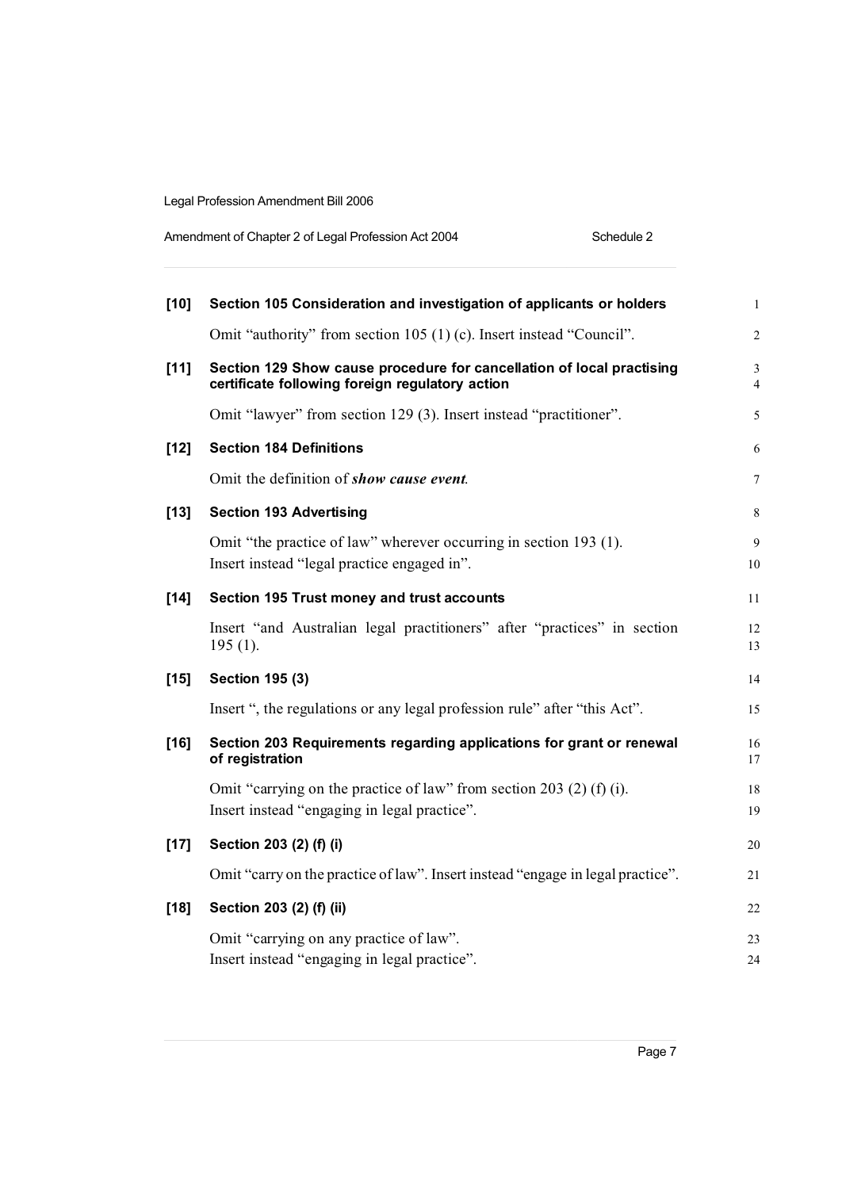**[10] Section 105 Consideration and investigation of applicants or holders**

Omit "authority" from section 105 (1) (c). Insert instead "Council".

**[11] Section 129 Show cause procedure for cancellation of local practising certificate following foreign regulatory action**

Omit "lawyer" from section 129 (3). Insert instead "practitioner".

**[12] Section 184 Definitions**

Omit the definition of ***show cause event***.

**[13] Section 193 Advertising**

Omit "the practice of law" wherever occurring in section 193 (1).
Insert instead "legal practice engaged in".

**[14] Section 195 Trust money and trust accounts**

Insert "and Australian legal practitioners" after "practices" in section 195 (1).

**[15] Section 195 (3)**

Insert ", the regulations or any legal profession rule" after "this Act".

**[16] Section 203 Requirements regarding applications for grant or renewal of registration**

Omit "carrying on the practice of law" from section 203 (2) (f) (i).
Insert instead "engaging in legal practice".

**[17] Section 203 (2) (f) (i)**

Omit "carry on the practice of law". Insert instead "engage in legal practice".

**[18] Section 203 (2) (f) (ii)**

Omit "carrying on any practice of law".
Insert instead "engaging in legal practice".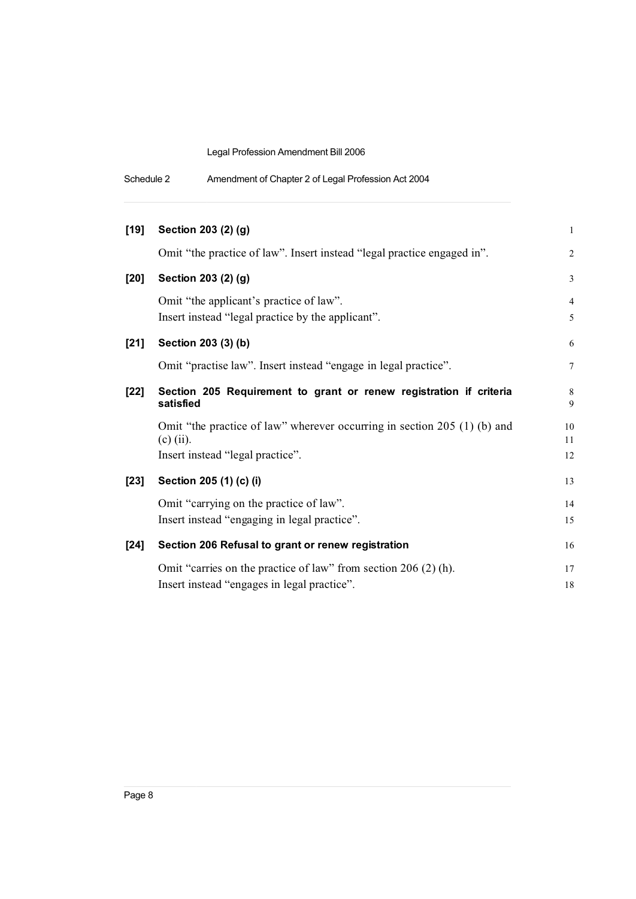**[19] Section 203 (2) (g)**

Omit "the practice of law". Insert instead "legal practice engaged in".

**[20] Section 203 (2) (g)**

Omit "the applicant's practice of law".
Insert instead "legal practice by the applicant".

**[21] Section 203 (3) (b)**

Omit "practise law". Insert instead "engage in legal practice".

**[22] Section 205 Requirement to grant or renew registration if criteria satisfied**

Omit "the practice of law" wherever occurring in section 205 (1) (b) and (c) (ii).
Insert instead "legal practice".

**[23] Section 205 (1) (c) (i)**

Omit "carrying on the practice of law".
Insert instead "engaging in legal practice".

**[24] Section 206 Refusal to grant or renew registration**

Omit "carries on the practice of law" from section 206 (2) (h).
Insert instead "engages in legal practice".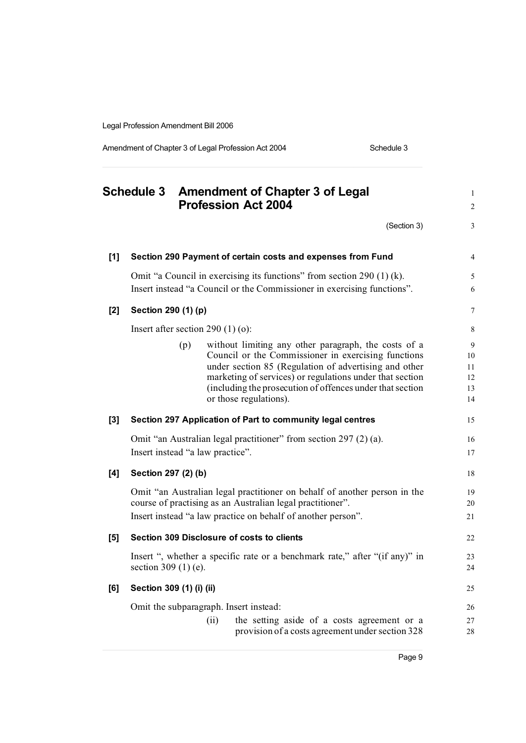# Schedule 3 Amendment of Chapter 3 of Legal Profession Act 2004

(Section 3)

**[1] Section 290 Payment of certain costs and expenses from Fund**

Omit "a Council in exercising its functions" from section 290 (1) (k).
Insert instead "a Council or the Commissioner in exercising functions".

**[2] Section 290 (1) (p)**

Insert after section 290 (1) (o):

> (p) without limiting any other paragraph, the costs of a Council or the Commissioner in exercising functions under section 85 (Regulation of advertising and other marketing of services) or regulations under that section (including the prosecution of offences under that section or those regulations).

**[3] Section 297 Application of Part to community legal centres**

Omit "an Australian legal practitioner" from section 297 (2) (a).
Insert instead "a law practice".

**[4] Section 297 (2) (b)**

Omit "an Australian legal practitioner on behalf of another person in the course of practising as an Australian legal practitioner".
Insert instead "a law practice on behalf of another person".

**[5] Section 309 Disclosure of costs to clients**

Insert ", whether a specific rate or a benchmark rate," after "(if any)" in section 309 (1) (e).

**[6] Section 309 (1) (i) (ii)**

Omit the subparagraph. Insert instead:

> (ii) the setting aside of a costs agreement or a provision of a costs agreement under section 328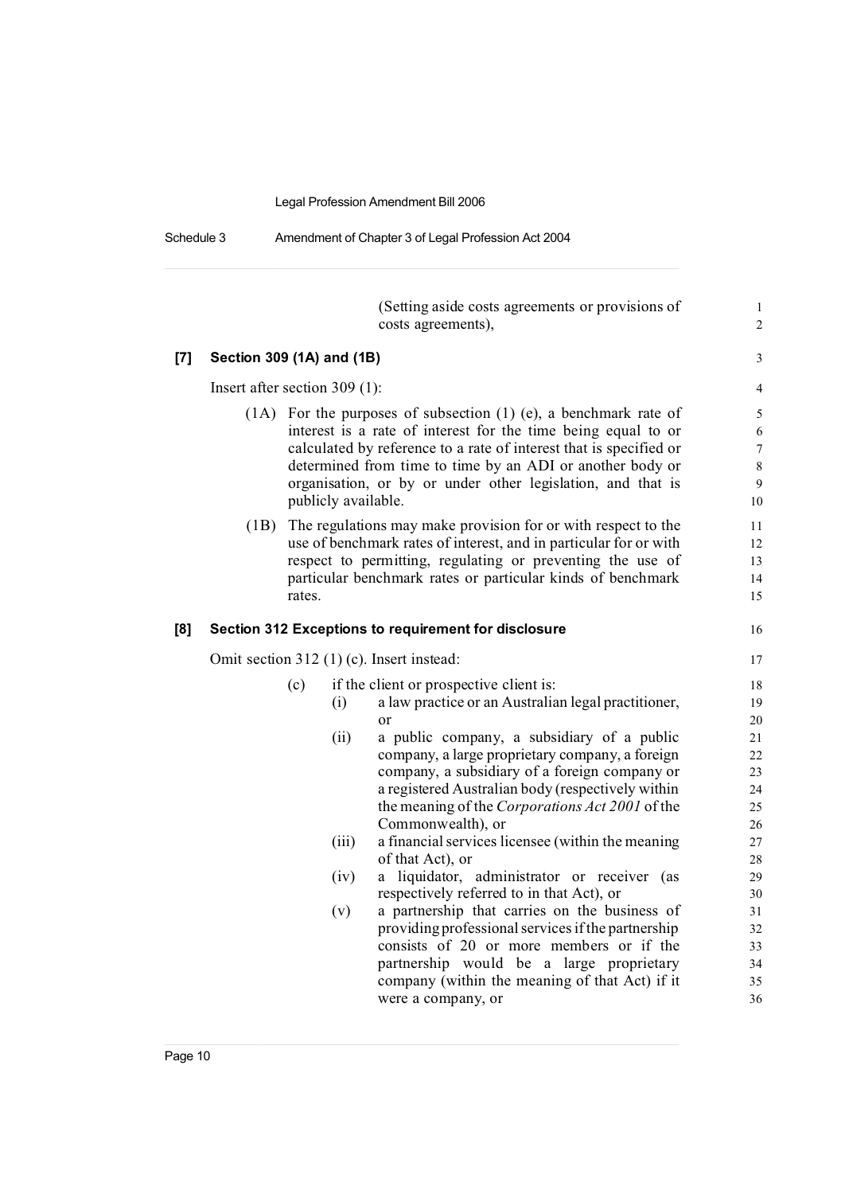(Setting aside costs agreements or provisions of costs agreements),

**[7] Section 309 (1A) and (1B)**

Insert after section 309 (1):

(1A) For the purposes of subsection (1) (e), a benchmark rate of interest is a rate of interest for the time being equal to or calculated by reference to a rate of interest that is specified or determined from time to time by an ADI or another body or organisation, or by or under other legislation, and that is publicly available.

(1B) The regulations may make provision for or with respect to the use of benchmark rates of interest, and in particular for or with respect to permitting, regulating or preventing the use of particular benchmark rates or particular kinds of benchmark rates.

**[8] Section 312 Exceptions to requirement for disclosure**

Omit section 312 (1) (c). Insert instead:

(c) if the client or prospective client is:

(i) a law practice or an Australian legal practitioner, or

(ii) a public company, a subsidiary of a public company, a large proprietary company, a foreign company, a subsidiary of a foreign company or a registered Australian body (respectively within the meaning of the *Corporations Act 2001* of the Commonwealth), or

(iii) a financial services licensee (within the meaning of that Act), or

(iv) a liquidator, administrator or receiver (as respectively referred to in that Act), or

(v) a partnership that carries on the business of providing professional services if the partnership consists of 20 or more members or if the partnership would be a large proprietary company (within the meaning of that Act) if it were a company, or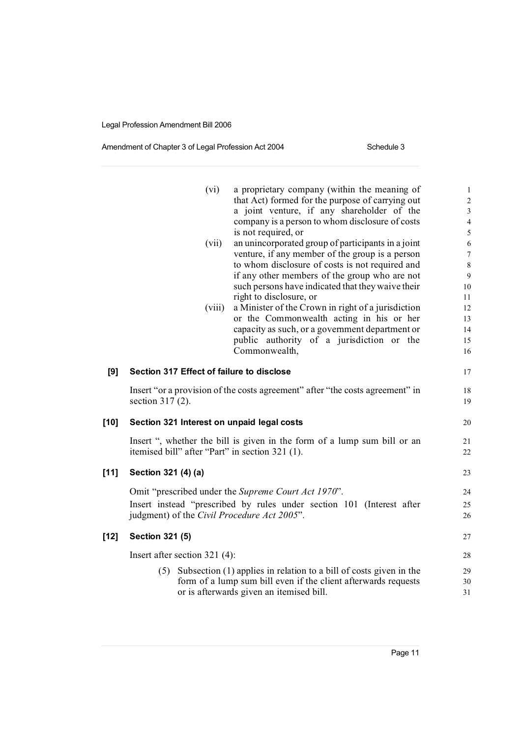(vi) a proprietary company (within the meaning of that Act) formed for the purpose of carrying out a joint venture, if any shareholder of the company is a person to whom disclosure of costs is not required, or

(vii) an unincorporated group of participants in a joint venture, if any member of the group is a person to whom disclosure of costs is not required and if any other members of the group who are not such persons have indicated that they waive their right to disclosure, or

(viii) a Minister of the Crown in right of a jurisdiction or the Commonwealth acting in his or her capacity as such, or a government department or public authority of a jurisdiction or the Commonwealth,

### [9] Section 317 Effect of failure to disclose

Insert "or a provision of the costs agreement" after "the costs agreement" in section 317 (2).

### [10] Section 321 Interest on unpaid legal costs

Insert ", whether the bill is given in the form of a lump sum bill or an itemised bill" after "Part" in section 321 (1).

### [11] Section 321 (4) (a)

Omit "prescribed under the *Supreme Court Act 1970*".

Insert instead "prescribed by rules under section 101 (Interest after judgment) of the *Civil Procedure Act 2005*".

### [12] Section 321 (5)

Insert after section 321 (4):

(5) Subsection (1) applies in relation to a bill of costs given in the form of a lump sum bill even if the client afterwards requests or is afterwards given an itemised bill.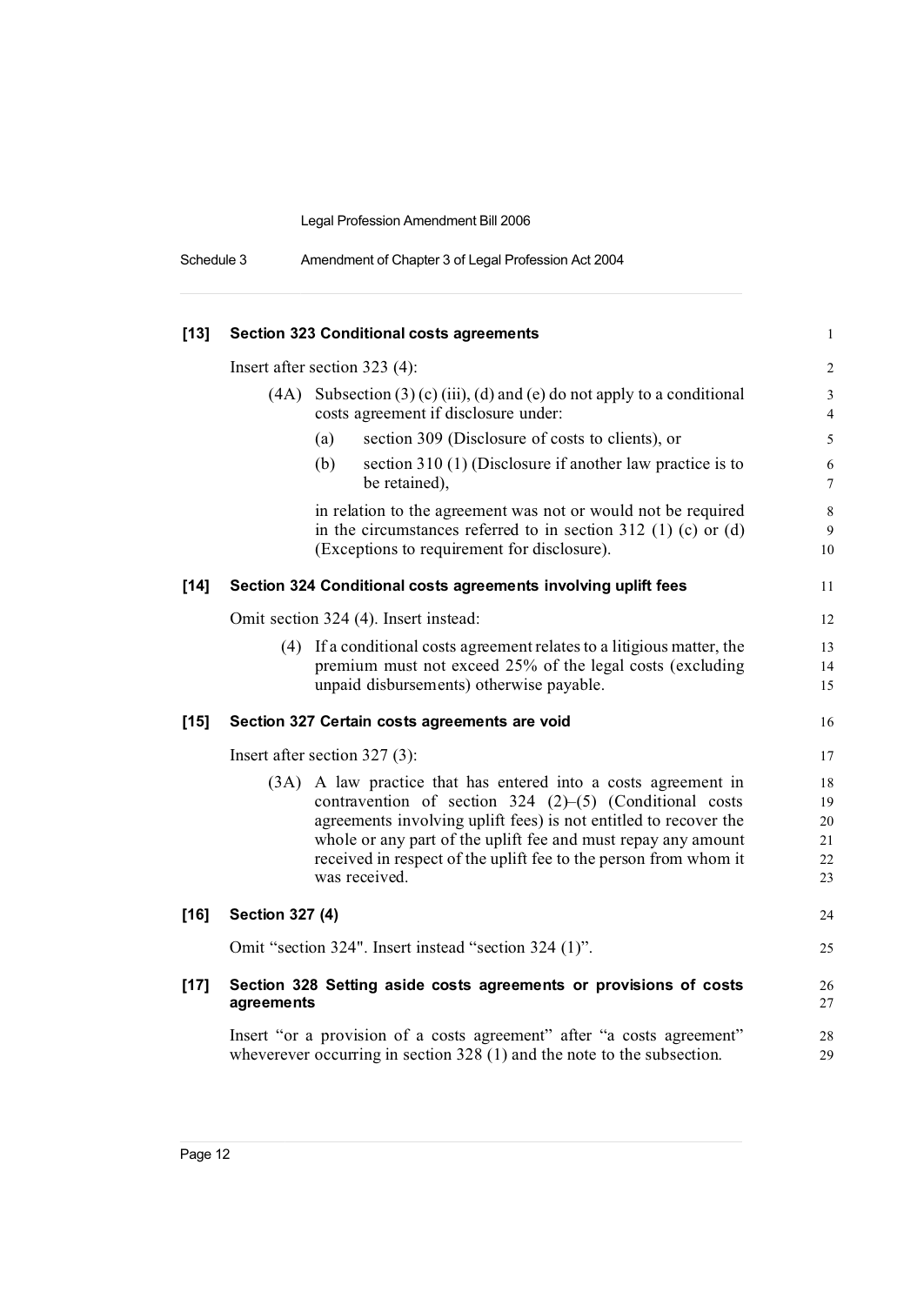**[13] Section 323 Conditional costs agreements**

Insert after section 323 (4):

(4A) Subsection (3) (c) (iii), (d) and (e) do not apply to a conditional costs agreement if disclosure under:

(a) section 309 (Disclosure of costs to clients), or

(b) section 310 (1) (Disclosure if another law practice is to be retained),

in relation to the agreement was not or would not be required in the circumstances referred to in section 312 (1) (c) or (d) (Exceptions to requirement for disclosure).

**[14] Section 324 Conditional costs agreements involving uplift fees**

Omit section 324 (4). Insert instead:

(4) If a conditional costs agreement relates to a litigious matter, the premium must not exceed 25% of the legal costs (excluding unpaid disbursements) otherwise payable.

**[15] Section 327 Certain costs agreements are void**

Insert after section 327 (3):

(3A) A law practice that has entered into a costs agreement in contravention of section 324 (2)–(5) (Conditional costs agreements involving uplift fees) is not entitled to recover the whole or any part of the uplift fee and must repay any amount received in respect of the uplift fee to the person from whom it was received.

**[16] Section 327 (4)**

Omit "section 324". Insert instead "section 324 (1)".

**[17] Section 328 Setting aside costs agreements or provisions of costs agreements**

Insert "or a provision of a costs agreement" after "a costs agreement" whereverever occurring in section 328 (1) and the note to the subsection.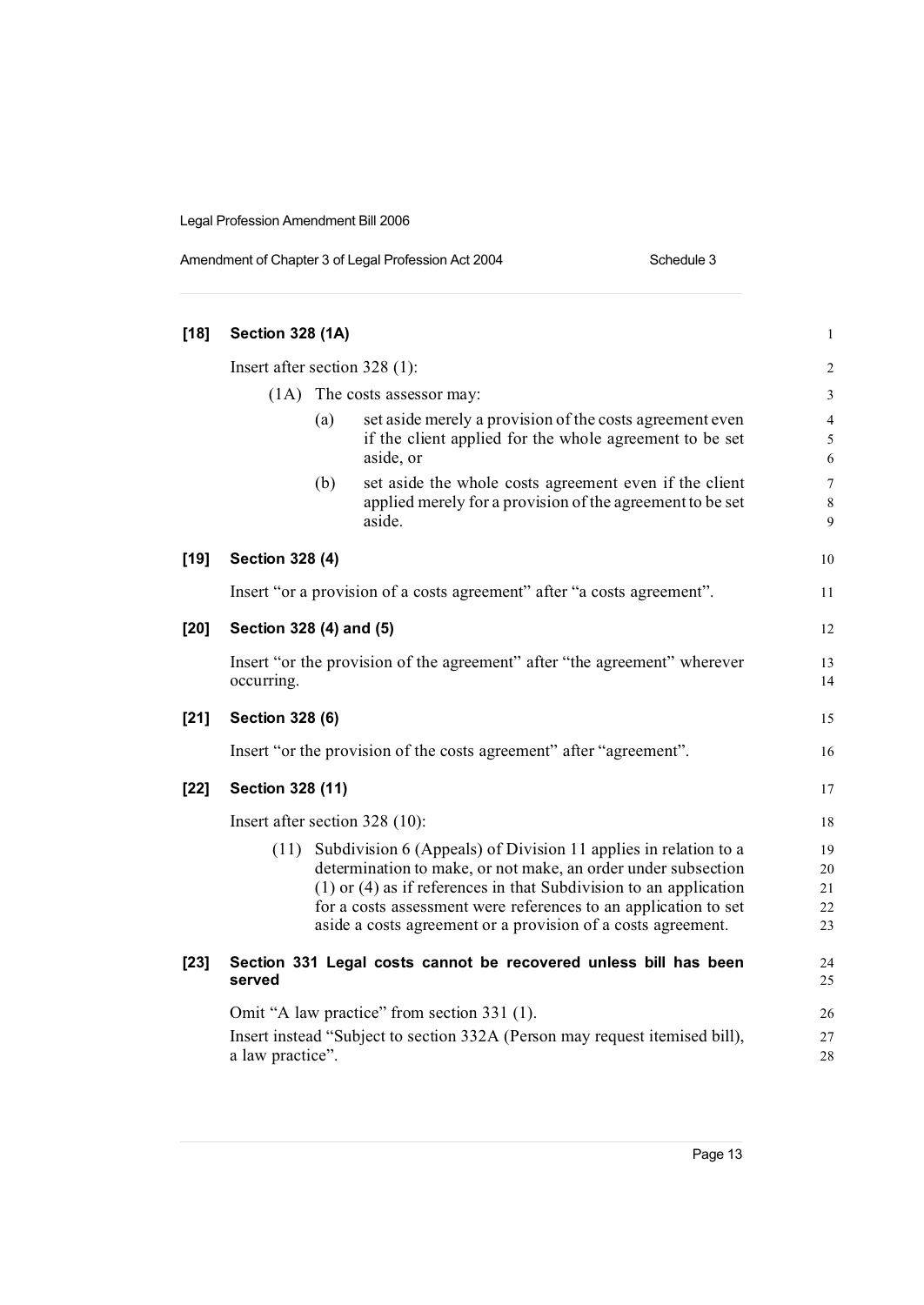**[18] Section 328 (1A)**

Insert after section 328 (1):

(1A) The costs assessor may:

(a) set aside merely a provision of the costs agreement even if the client applied for the whole agreement to be set aside, or

(b) set aside the whole costs agreement even if the client applied merely for a provision of the agreement to be set aside.

**[19] Section 328 (4)**

Insert "or a provision of a costs agreement" after "a costs agreement".

**[20] Section 328 (4) and (5)**

Insert "or the provision of the agreement" after "the agreement" wherever occurring.

**[21] Section 328 (6)**

Insert "or the provision of the costs agreement" after "agreement".

**[22] Section 328 (11)**

Insert after section 328 (10):

(11) Subdivision 6 (Appeals) of Division 11 applies in relation to a determination to make, or not make, an order under subsection (1) or (4) as if references in that Subdivision to an application for a costs assessment were references to an application to set aside a costs agreement or a provision of a costs agreement.

**[23] Section 331 Legal costs cannot be recovered unless bill has been served**

Omit "A law practice" from section 331 (1).

Insert instead "Subject to section 332A (Person may request itemised bill), a law practice".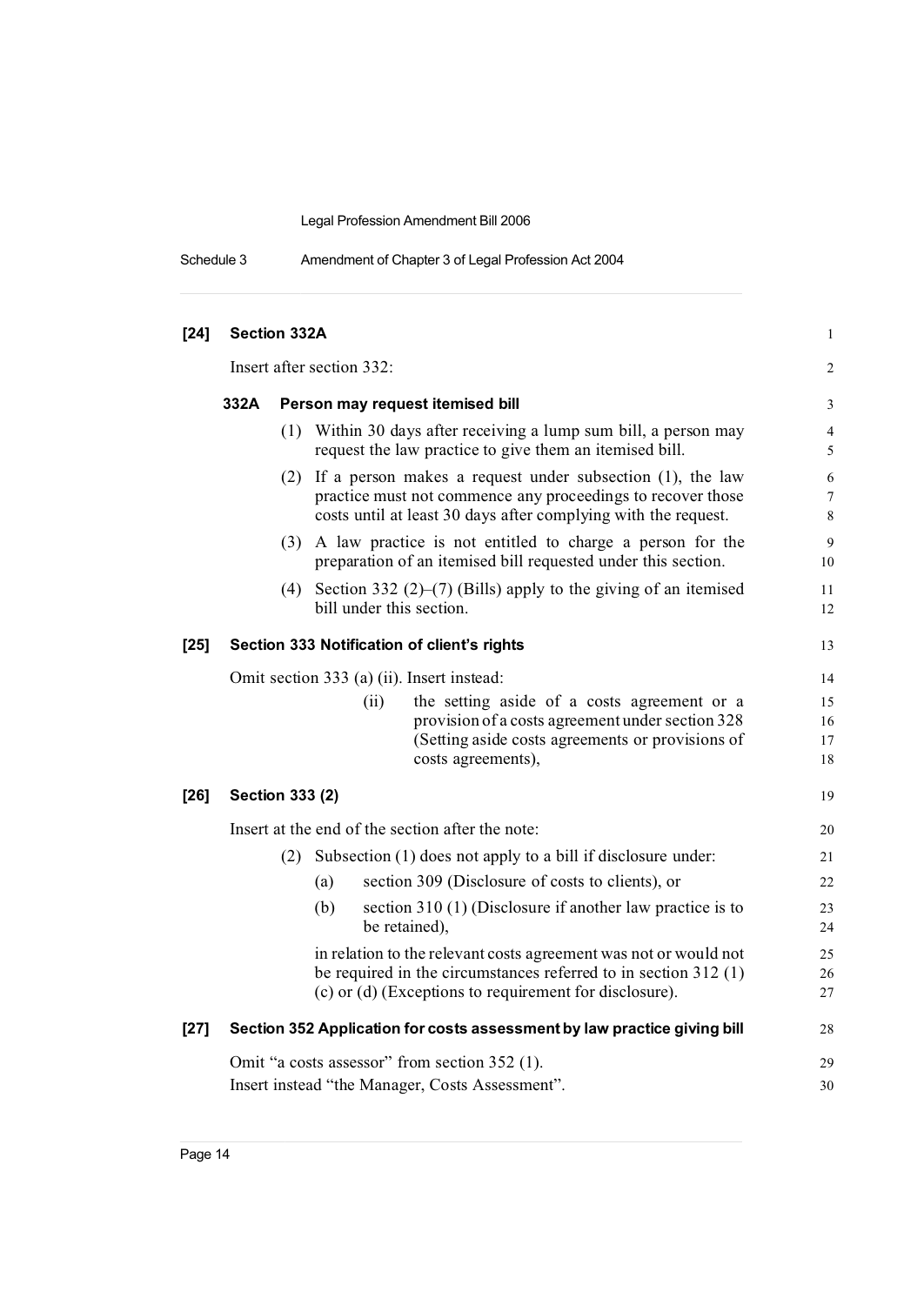**[24] Section 332A**

Insert after section 332:

**332A Person may request itemised bill**

(1) Within 30 days after receiving a lump sum bill, a person may request the law practice to give them an itemised bill.

(2) If a person makes a request under subsection (1), the law practice must not commence any proceedings to recover those costs until at least 30 days after complying with the request.

(3) A law practice is not entitled to charge a person for the preparation of an itemised bill requested under this section.

(4) Section 332 (2)–(7) (Bills) apply to the giving of an itemised bill under this section.

**[25] Section 333 Notification of client's rights**

Omit section 333 (a) (ii). Insert instead:

(ii) the setting aside of a costs agreement or a provision of a costs agreement under section 328 (Setting aside costs agreements or provisions of costs agreements),

**[26] Section 333 (2)**

Insert at the end of the section after the note:

(2) Subsection (1) does not apply to a bill if disclosure under:

(a) section 309 (Disclosure of costs to clients), or

(b) section 310 (1) (Disclosure if another law practice is to be retained),

in relation to the relevant costs agreement was not or would not be required in the circumstances referred to in section 312 (1) (c) or (d) (Exceptions to requirement for disclosure).

**[27] Section 352 Application for costs assessment by law practice giving bill**

Omit "a costs assessor" from section 352 (1).

Insert instead "the Manager, Costs Assessment".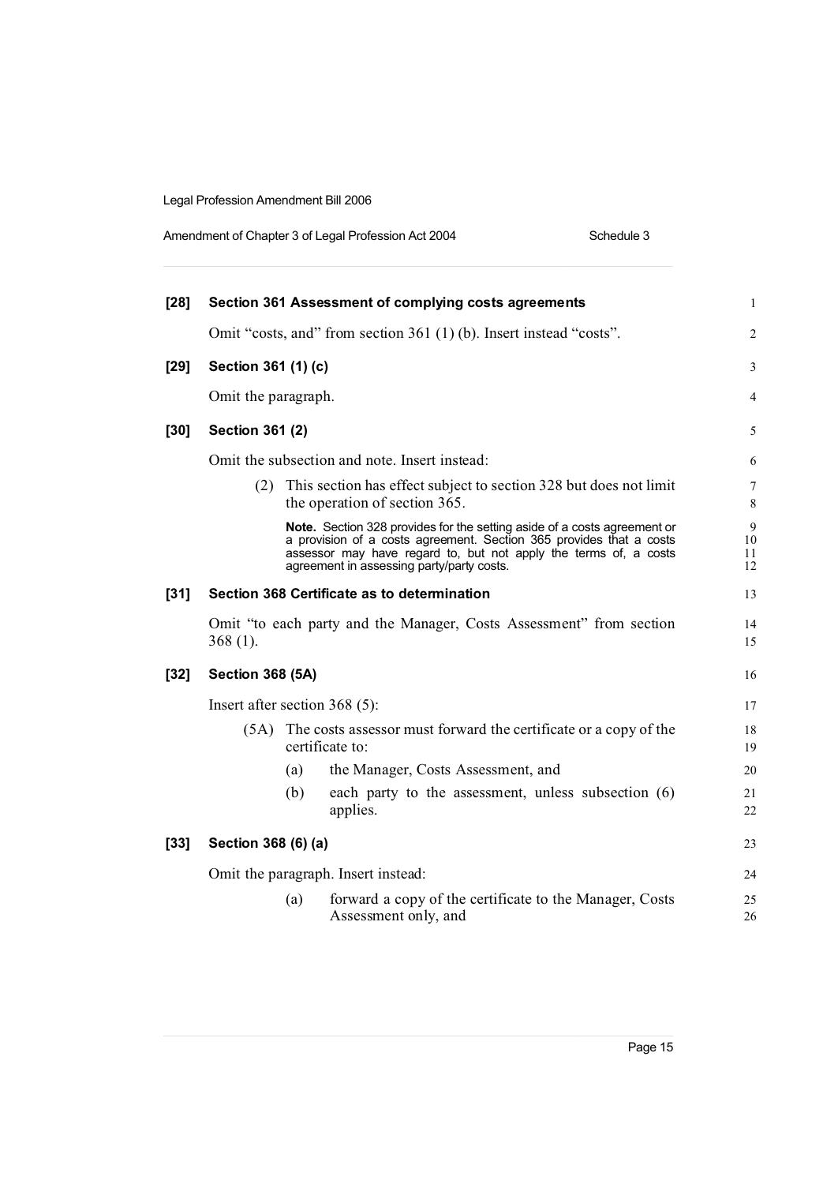**[28] Section 361 Assessment of complying costs agreements**

Omit "costs, and" from section 361 (1) (b). Insert instead "costs".

**[29] Section 361 (1) (c)**

Omit the paragraph.

**[30] Section 361 (2)**

Omit the subsection and note. Insert instead:

(2) This section has effect subject to section 328 but does not limit the operation of section 365.

**Note.** Section 328 provides for the setting aside of a costs agreement or a provision of a costs agreement. Section 365 provides that a costs assessor may have regard to, but not apply the terms of, a costs agreement in assessing party/party costs.

**[31] Section 368 Certificate as to determination**

Omit "to each party and the Manager, Costs Assessment" from section 368 (1).

**[32] Section 368 (5A)**

Insert after section 368 (5):

(5A) The costs assessor must forward the certificate or a copy of the certificate to:

(a) the Manager, Costs Assessment, and

(b) each party to the assessment, unless subsection (6) applies.

**[33] Section 368 (6) (a)**

Omit the paragraph. Insert instead:

(a) forward a copy of the certificate to the Manager, Costs Assessment only, and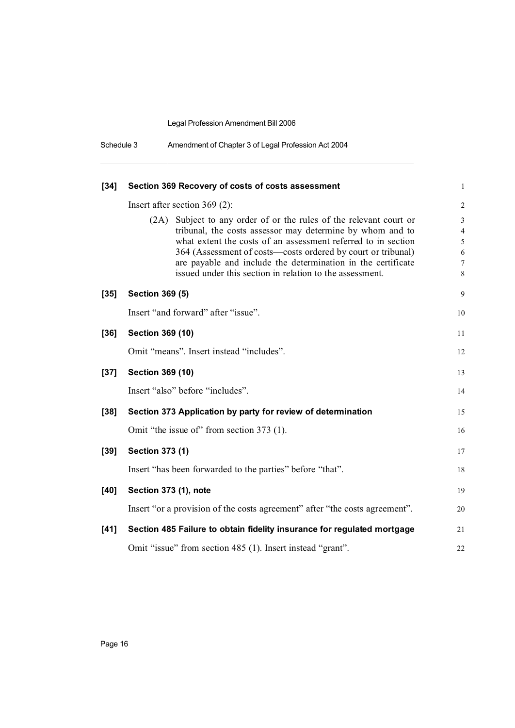**[34] Section 369 Recovery of costs of costs assessment**

Insert after section 369 (2):

(2A) Subject to any order of or the rules of the relevant court or tribunal, the costs assessor may determine by whom and to what extent the costs of an assessment referred to in section 364 (Assessment of costs—costs ordered by court or tribunal) are payable and include the determination in the certificate issued under this section in relation to the assessment.

**[35] Section 369 (5)**

Insert "and forward" after "issue".

**[36] Section 369 (10)**

Omit "means". Insert instead "includes".

**[37] Section 369 (10)**

Insert "also" before "includes".

**[38] Section 373 Application by party for review of determination**

Omit "the issue of" from section 373 (1).

**[39] Section 373 (1)**

Insert "has been forwarded to the parties" before "that".

**[40] Section 373 (1), note**

Insert "or a provision of the costs agreement" after "the costs agreement".

**[41] Section 485 Failure to obtain fidelity insurance for regulated mortgage**

Omit "issue" from section 485 (1). Insert instead "grant".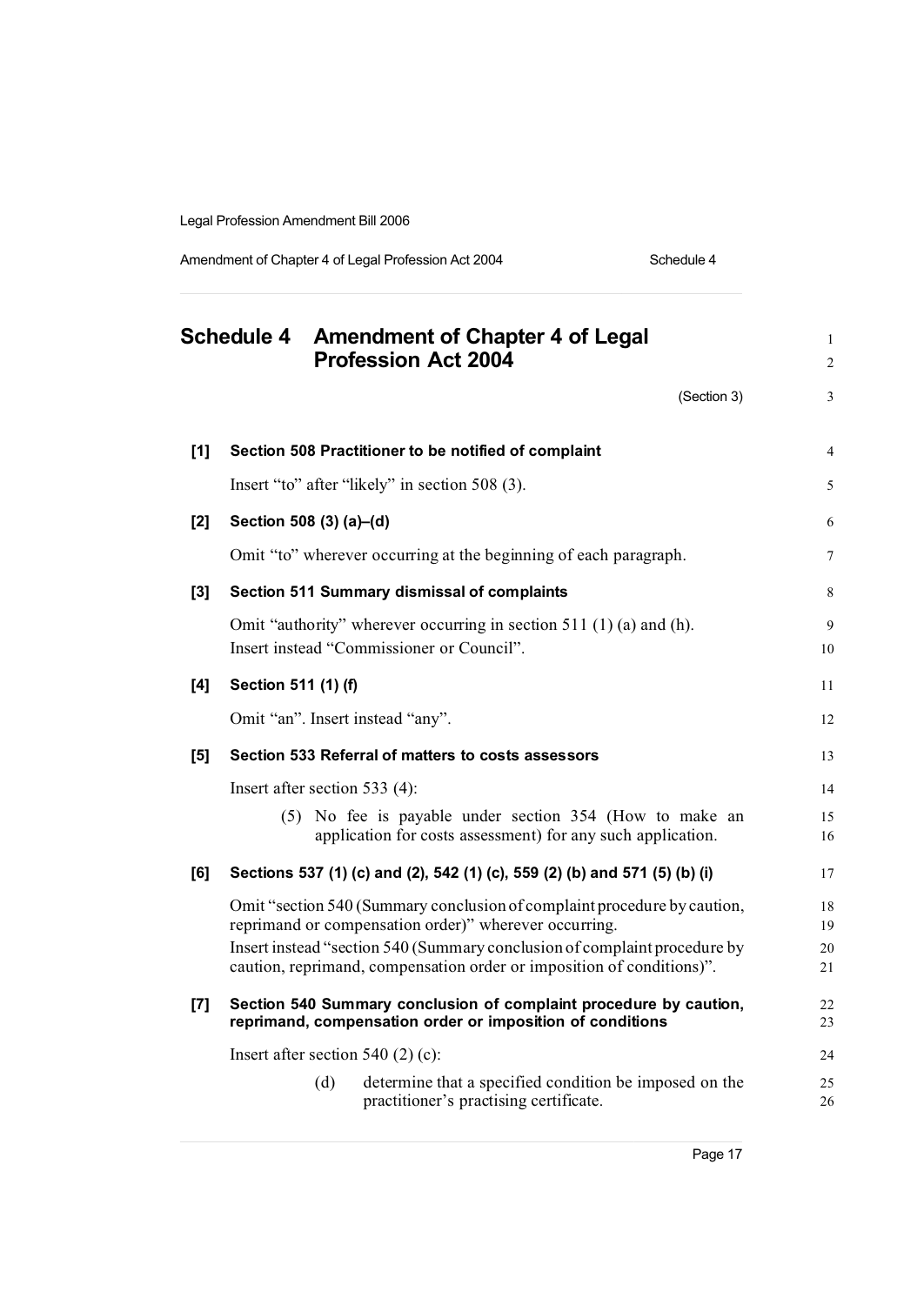# Schedule 4 Amendment of Chapter 4 of Legal Profession Act 2004

(Section 3)

**[1] Section 508 Practitioner to be notified of complaint**

Insert "to" after "likely" in section 508 (3).

**[2] Section 508 (3) (a)–(d)**

Omit "to" wherever occurring at the beginning of each paragraph.

**[3] Section 511 Summary dismissal of complaints**

Omit "authority" wherever occurring in section 511 (1) (a) and (h).
Insert instead "Commissioner or Council".

**[4] Section 511 (1) (f)**

Omit "an". Insert instead "any".

**[5] Section 533 Referral of matters to costs assessors**

Insert after section 533 (4):

(5) No fee is payable under section 354 (How to make an application for costs assessment) for any such application.

**[6] Sections 537 (1) (c) and (2), 542 (1) (c), 559 (2) (b) and 571 (5) (b) (i)**

Omit "section 540 (Summary conclusion of complaint procedure by caution, reprimand or compensation order)" wherever occurring.
Insert instead "section 540 (Summary conclusion of complaint procedure by caution, reprimand, compensation order or imposition of conditions)".

**[7] Section 540 Summary conclusion of complaint procedure by caution, reprimand, compensation order or imposition of conditions**

Insert after section 540 (2) (c):

(d) determine that a specified condition be imposed on the practitioner's practising certificate.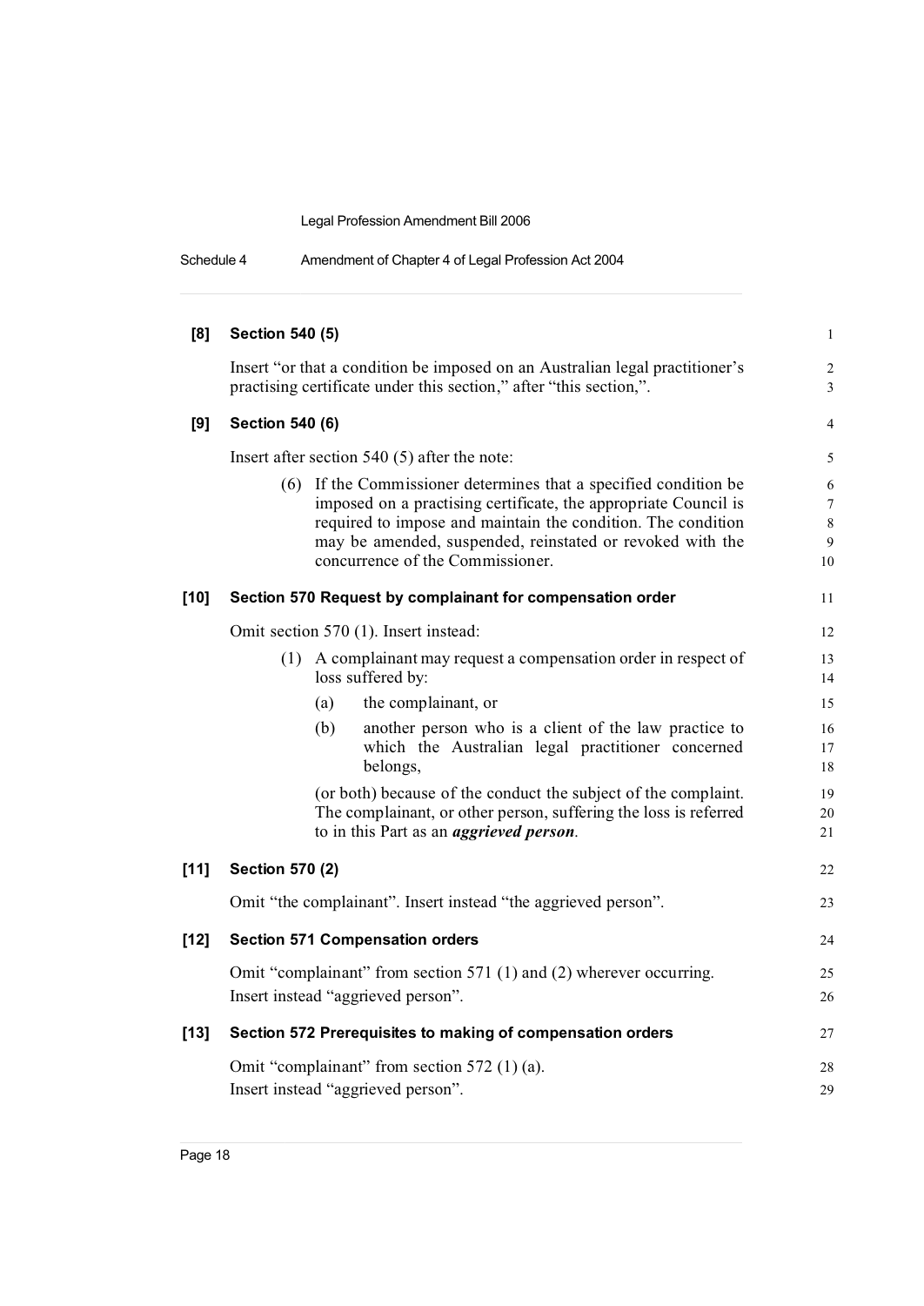**[8] Section 540 (5)**

Insert "or that a condition be imposed on an Australian legal practitioner's practising certificate under this section," after "this section,".

**[9] Section 540 (6)**

Insert after section 540 (5) after the note:

(6) If the Commissioner determines that a specified condition be imposed on a practising certificate, the appropriate Council is required to impose and maintain the condition. The condition may be amended, suspended, reinstated or revoked with the concurrence of the Commissioner.

**[10] Section 570 Request by complainant for compensation order**

Omit section 570 (1). Insert instead:

(1) A complainant may request a compensation order in respect of loss suffered by:

(a) the complainant, or

(b) another person who is a client of the law practice to which the Australian legal practitioner concerned belongs,

(or both) because of the conduct the subject of the complaint. The complainant, or other person, suffering the loss is referred to in this Part as an ***aggrieved person***.

**[11] Section 570 (2)**

Omit "the complainant". Insert instead "the aggrieved person".

**[12] Section 571 Compensation orders**

Omit "complainant" from section 571 (1) and (2) wherever occurring. Insert instead "aggrieved person".

**[13] Section 572 Prerequisites to making of compensation orders**

Omit "complainant" from section 572 (1) (a). Insert instead "aggrieved person".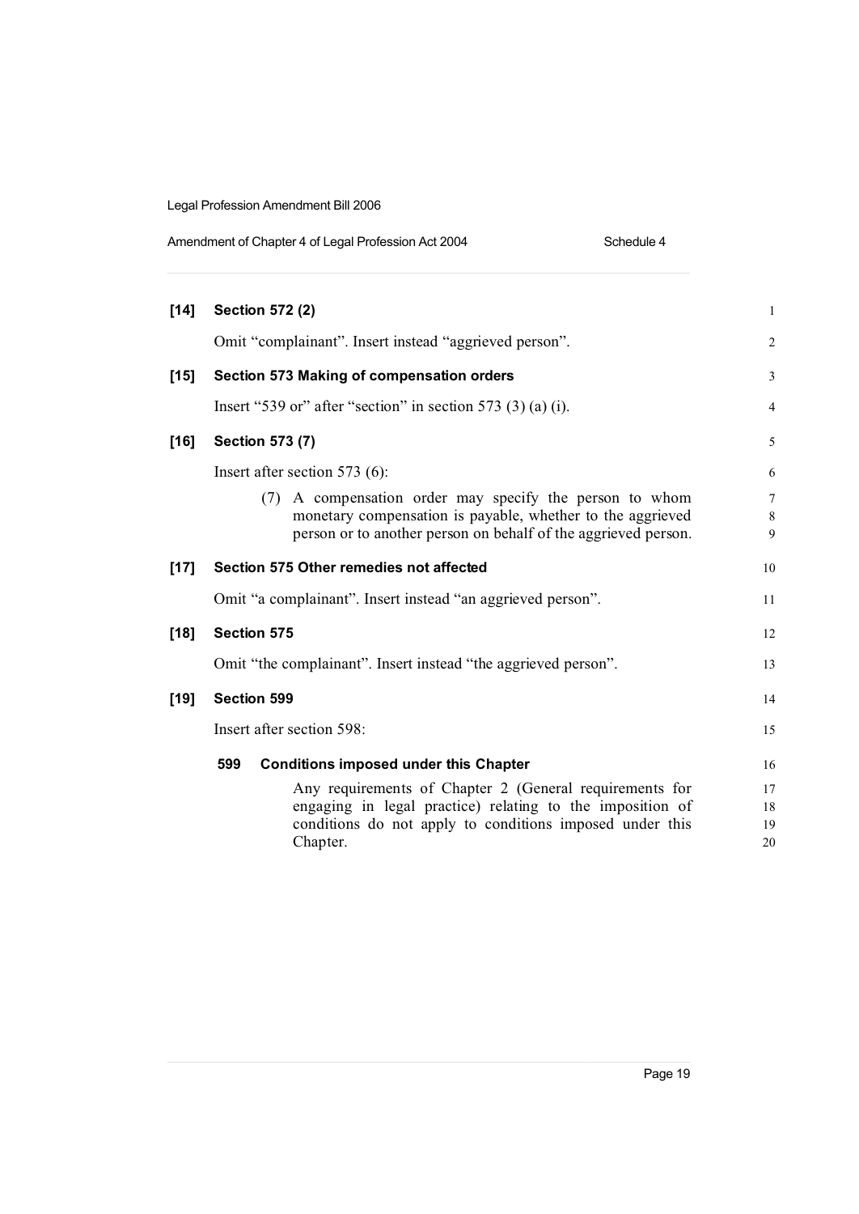**[14] Section 572 (2)**

Omit "complainant". Insert instead "aggrieved person".

**[15] Section 573 Making of compensation orders**

Insert "539 or" after "section" in section 573 (3) (a) (i).

**[16] Section 573 (7)**

Insert after section 573 (6):

(7) A compensation order may specify the person to whom monetary compensation is payable, whether to the aggrieved person or to another person on behalf of the aggrieved person.

**[17] Section 575 Other remedies not affected**

Omit "a complainant". Insert instead "an aggrieved person".

**[18] Section 575**

Omit "the complainant". Insert instead "the aggrieved person".

**[19] Section 599**

Insert after section 598:

**599 Conditions imposed under this Chapter**

Any requirements of Chapter 2 (General requirements for engaging in legal practice) relating to the imposition of conditions do not apply to conditions imposed under this Chapter.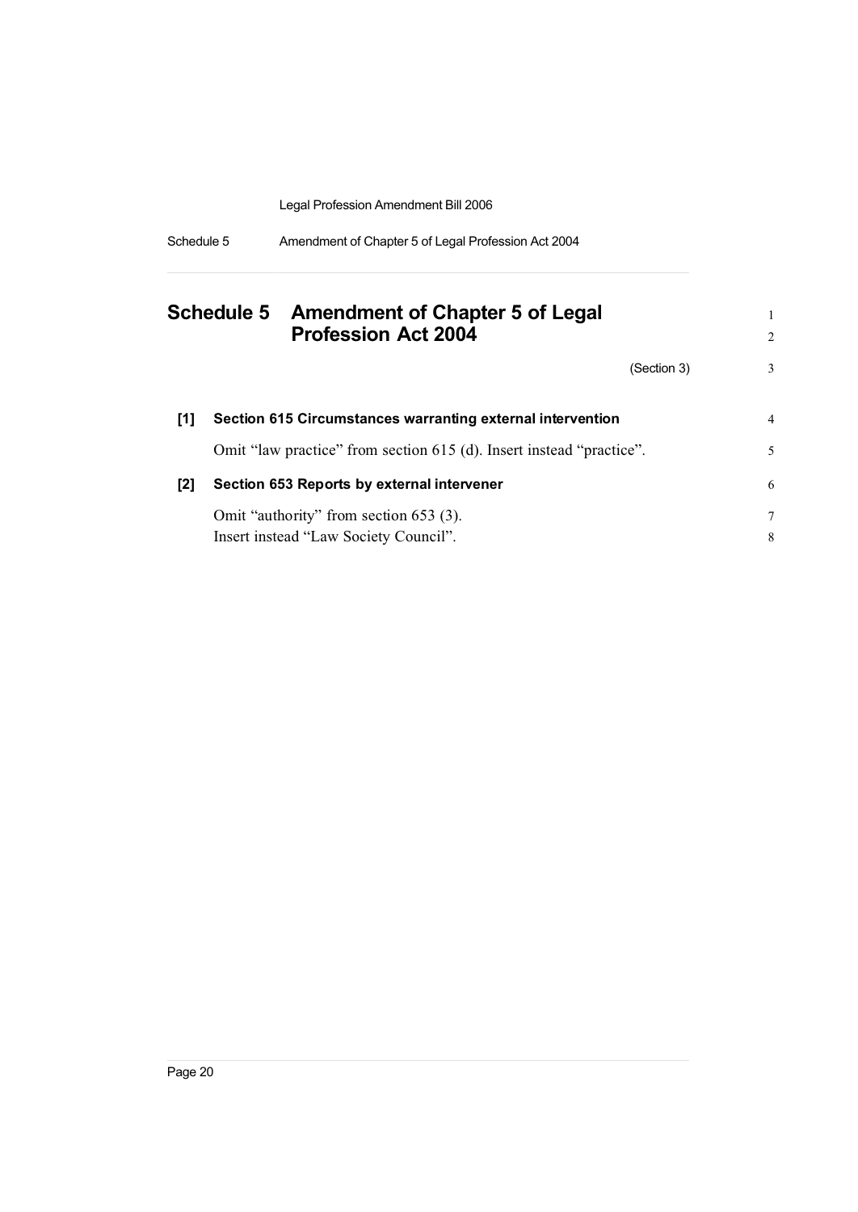# Schedule 5 Amendment of Chapter 5 of Legal Profession Act 2004

(Section 3)

**[1] Section 615 Circumstances warranting external intervention**

Omit "law practice" from section 615 (d). Insert instead "practice".

**[2] Section 653 Reports by external intervener**

Omit "authority" from section 653 (3).
Insert instead "Law Society Council".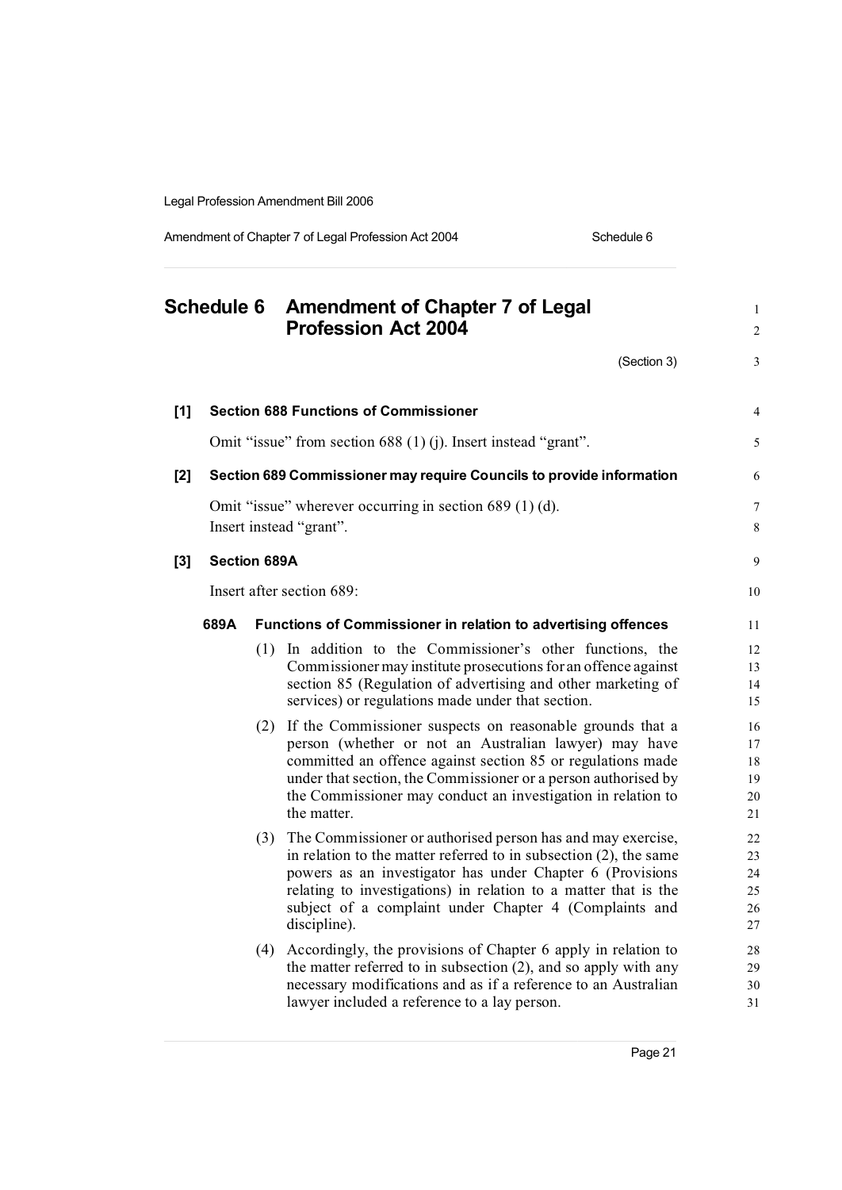## Schedule 6 Amendment of Chapter 7 of Legal Profession Act 2004

(Section 3)

**[1] Section 688 Functions of Commissioner**

Omit "issue" from section 688 (1) (j). Insert instead "grant".

**[2] Section 689 Commissioner may require Councils to provide information**

Omit "issue" wherever occurring in section 689 (1) (d).
Insert instead "grant".

**[3] Section 689A**

Insert after section 689:

**689A Functions of Commissioner in relation to advertising offences**

(1) In addition to the Commissioner's other functions, the Commissioner may institute prosecutions for an offence against section 85 (Regulation of advertising and other marketing of services) or regulations made under that section.

(2) If the Commissioner suspects on reasonable grounds that a person (whether or not an Australian lawyer) may have committed an offence against section 85 or regulations made under that section, the Commissioner or a person authorised by the Commissioner may conduct an investigation in relation to the matter.

(3) The Commissioner or authorised person has and may exercise, in relation to the matter referred to in subsection (2), the same powers as an investigator has under Chapter 6 (Provisions relating to investigations) in relation to a matter that is the subject of a complaint under Chapter 4 (Complaints and discipline).

(4) Accordingly, the provisions of Chapter 6 apply in relation to the matter referred to in subsection (2), and so apply with any necessary modifications and as if a reference to an Australian lawyer included a reference to a lay person.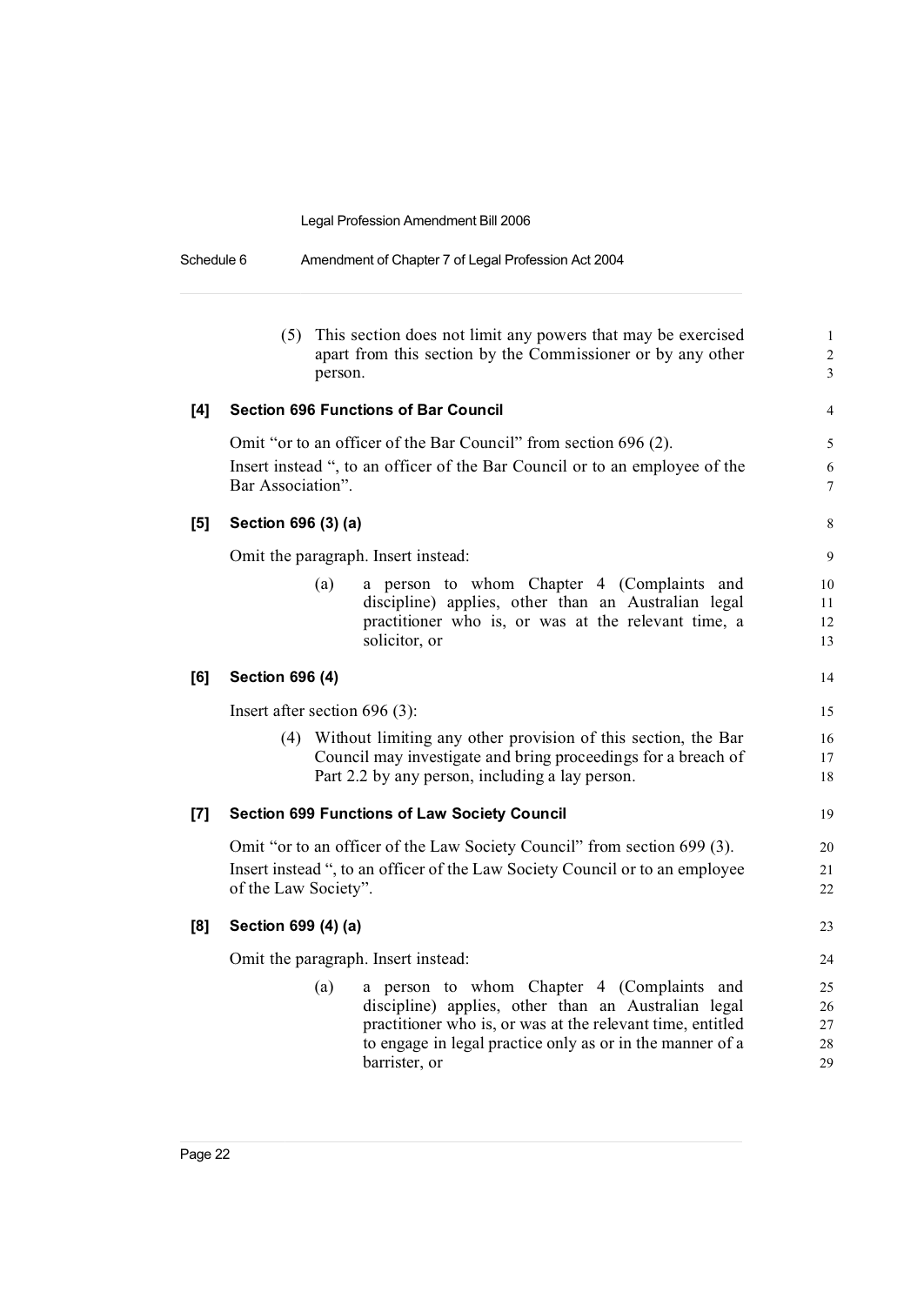(5) This section does not limit any powers that may be exercised apart from this section by the Commissioner or by any other person.

**[4] Section 696 Functions of Bar Council**

Omit "or to an officer of the Bar Council" from section 696 (2).

Insert instead ", to an officer of the Bar Council or to an employee of the Bar Association".

**[5] Section 696 (3) (a)**

Omit the paragraph. Insert instead:

(a) a person to whom Chapter 4 (Complaints and discipline) applies, other than an Australian legal practitioner who is, or was at the relevant time, a solicitor, or

**[6] Section 696 (4)**

Insert after section 696 (3):

(4) Without limiting any other provision of this section, the Bar Council may investigate and bring proceedings for a breach of Part 2.2 by any person, including a lay person.

**[7] Section 699 Functions of Law Society Council**

Omit "or to an officer of the Law Society Council" from section 699 (3).

Insert instead ", to an officer of the Law Society Council or to an employee of the Law Society".

**[8] Section 699 (4) (a)**

Omit the paragraph. Insert instead:

(a) a person to whom Chapter 4 (Complaints and discipline) applies, other than an Australian legal practitioner who is, or was at the relevant time, entitled to engage in legal practice only as or in the manner of a barrister, or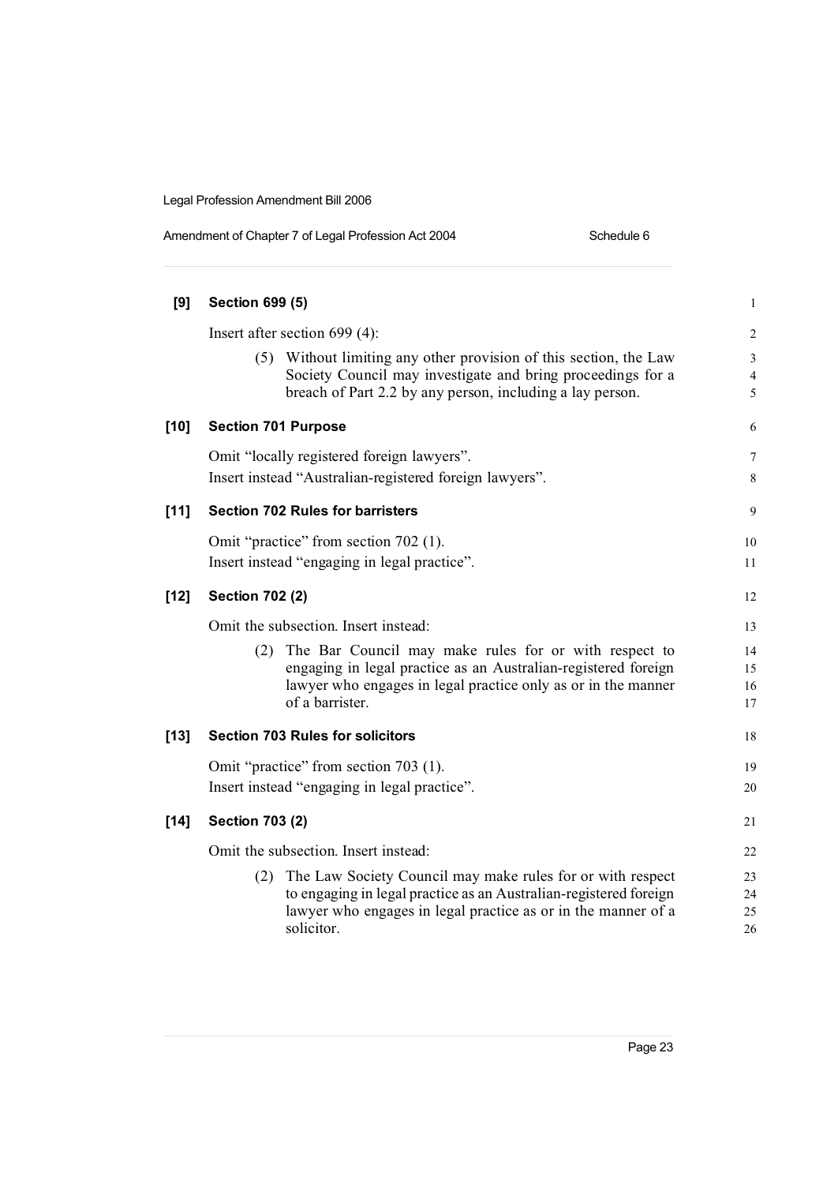**[9] Section 699 (5)**

Insert after section 699 (4):

(5) Without limiting any other provision of this section, the Law Society Council may investigate and bring proceedings for a breach of Part 2.2 by any person, including a lay person.

**[10] Section 701 Purpose**

Omit "locally registered foreign lawyers".

Insert instead "Australian-registered foreign lawyers".

**[11] Section 702 Rules for barristers**

Omit "practice" from section 702 (1).

Insert instead "engaging in legal practice".

**[12] Section 702 (2)**

Omit the subsection. Insert instead:

(2) The Bar Council may make rules for or with respect to engaging in legal practice as an Australian-registered foreign lawyer who engages in legal practice only as or in the manner of a barrister.

**[13] Section 703 Rules for solicitors**

Omit "practice" from section 703 (1).

Insert instead "engaging in legal practice".

**[14] Section 703 (2)**

Omit the subsection. Insert instead:

(2) The Law Society Council may make rules for or with respect to engaging in legal practice as an Australian-registered foreign lawyer who engages in legal practice as or in the manner of a solicitor.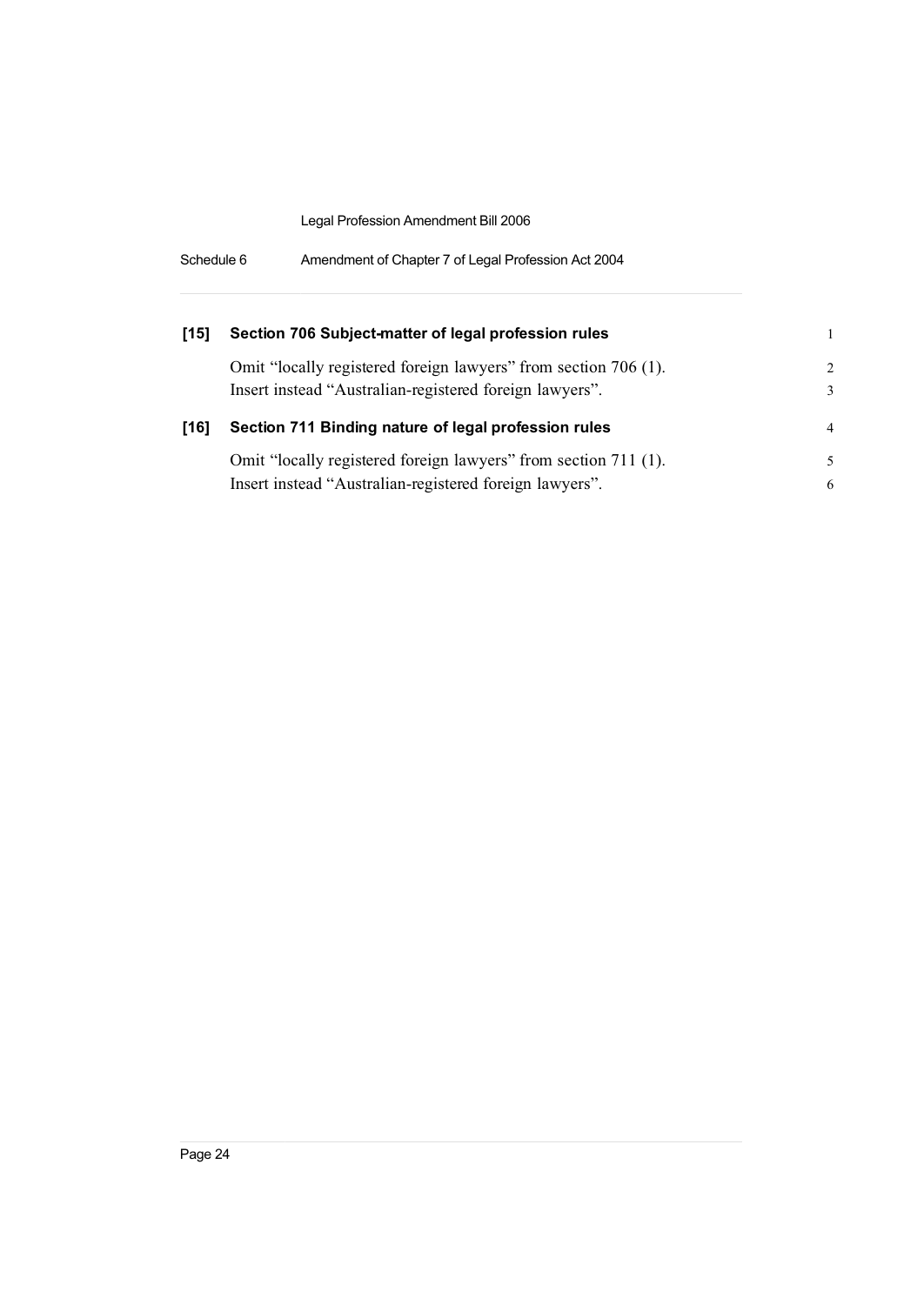**[15] Section 706 Subject-matter of legal profession rules**

Omit "locally registered foreign lawyers" from section 706 (1). Insert instead "Australian-registered foreign lawyers".

**[16] Section 711 Binding nature of legal profession rules**

Omit "locally registered foreign lawyers" from section 711 (1). Insert instead "Australian-registered foreign lawyers".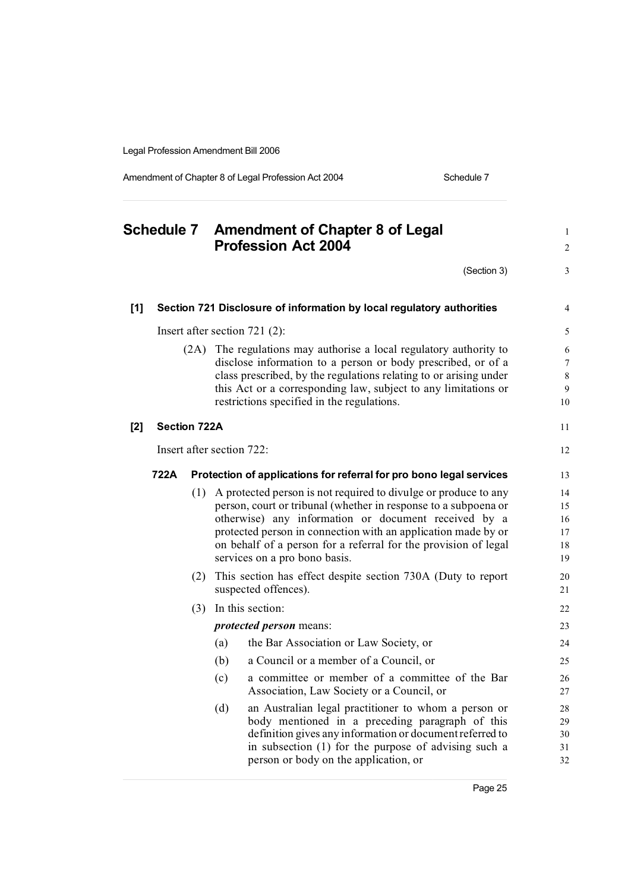# Schedule 7 Amendment of Chapter 8 of Legal Profession Act 2004

(Section 3)

## [1] Section 721 Disclosure of information by local regulatory authorities

Insert after section 721 (2):

(2A) The regulations may authorise a local regulatory authority to disclose information to a person or body prescribed, or of a class prescribed, by the regulations relating to or arising under this Act or a corresponding law, subject to any limitations or restrictions specified in the regulations.

## [2] Section 722A

Insert after section 722:

### 722A Protection of applications for referral for pro bono legal services

(1) A protected person is not required to divulge or produce to any person, court or tribunal (whether in response to a subpoena or otherwise) any information or document received by a protected person in connection with an application made by or on behalf of a person for a referral for the provision of legal services on a pro bono basis.

(2) This section has effect despite section 730A (Duty to report suspected offences).

(3) In this section:

***protected person*** means:

(a) the Bar Association or Law Society, or

(b) a Council or a member of a Council, or

(c) a committee or member of a committee of the Bar Association, Law Society or a Council, or

(d) an Australian legal practitioner to whom a person or body mentioned in a preceding paragraph of this definition gives any information or document referred to in subsection (1) for the purpose of advising such a person or body on the application, or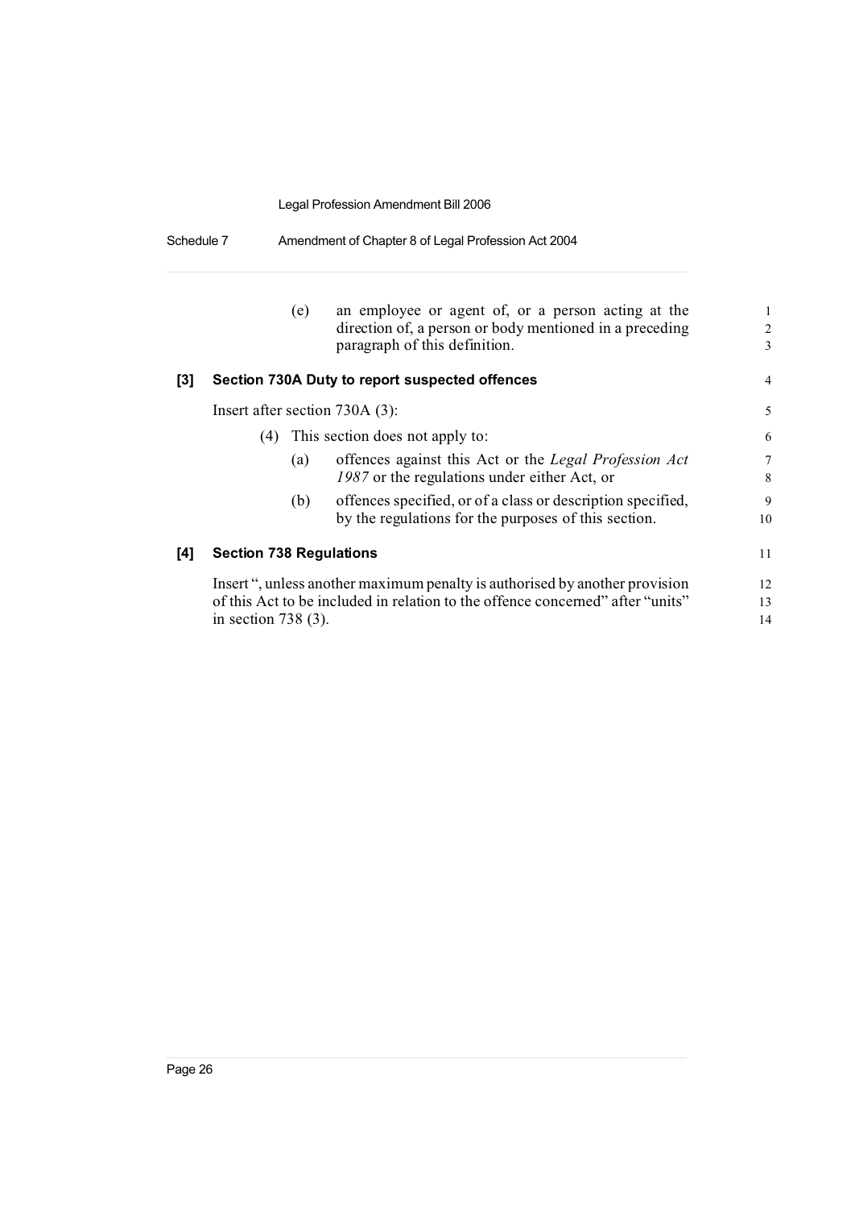(e) an employee or agent of, or a person acting at the direction of, a person or body mentioned in a preceding paragraph of this definition.

**[3] Section 730A Duty to report suspected offences**

Insert after section 730A (3):

(4) This section does not apply to:

(a) offences against this Act or the *Legal Profession Act 1987* or the regulations under either Act, or

(b) offences specified, or of a class or description specified, by the regulations for the purposes of this section.

**[4] Section 738 Regulations**

Insert ", unless another maximum penalty is authorised by another provision of this Act to be included in relation to the offence concerned" after "units" in section 738 (3).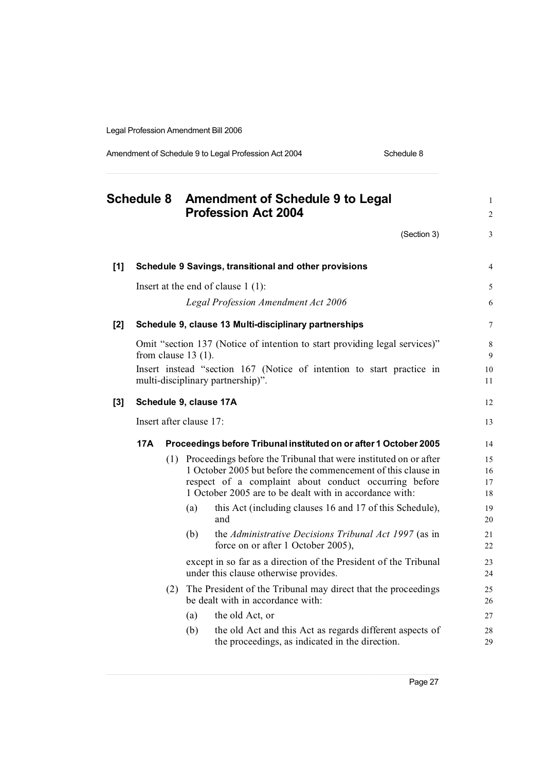# Schedule 8 Amendment of Schedule 9 to Legal Profession Act 2004

(Section 3)

**[1] Schedule 9 Savings, transitional and other provisions**

Insert at the end of clause 1 (1):

*Legal Profession Amendment Act 2006*

**[2] Schedule 9, clause 13 Multi-disciplinary partnerships**

Omit "section 137 (Notice of intention to start providing legal services)" from clause 13 (1).

Insert instead "section 167 (Notice of intention to start practice in multi-disciplinary partnership)".

**[3] Schedule 9, clause 17A**

Insert after clause 17:

**17A Proceedings before Tribunal instituted on or after 1 October 2005**

(1) Proceedings before the Tribunal that were instituted on or after 1 October 2005 but before the commencement of this clause in respect of a complaint about conduct occurring before 1 October 2005 are to be dealt with in accordance with:

- (a) this Act (including clauses 16 and 17 of this Schedule), and
- (b) the *Administrative Decisions Tribunal Act 1997* (as in force on or after 1 October 2005),

except in so far as a direction of the President of the Tribunal under this clause otherwise provides.

(2) The President of the Tribunal may direct that the proceedings be dealt with in accordance with:

- (a) the old Act, or
- (b) the old Act and this Act as regards different aspects of the proceedings, as indicated in the direction.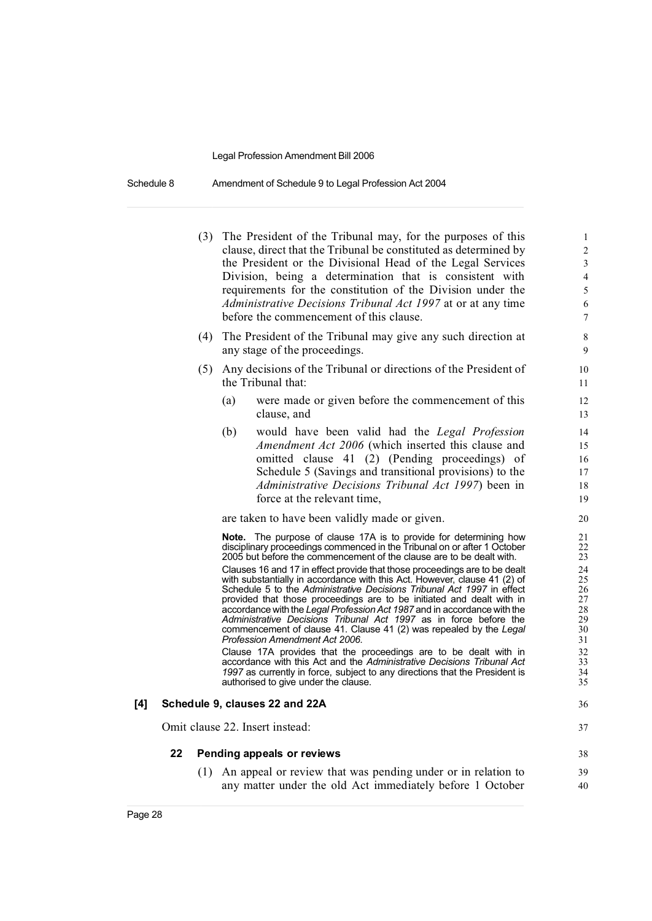(3) The President of the Tribunal may, for the purposes of this clause, direct that the Tribunal be constituted as determined by the President or the Divisional Head of the Legal Services Division, being a determination that is consistent with requirements for the constitution of the Division under the *Administrative Decisions Tribunal Act 1997* at or at any time before the commencement of this clause.

(4) The President of the Tribunal may give any such direction at any stage of the proceedings.

(5) Any decisions of the Tribunal or directions of the President of the Tribunal that:

(a) were made or given before the commencement of this clause, and

(b) would have been valid had the *Legal Profession Amendment Act 2006* (which inserted this clause and omitted clause 41 (2) (Pending proceedings) of Schedule 5 (Savings and transitional provisions) to the *Administrative Decisions Tribunal Act 1997*) been in force at the relevant time,

are taken to have been validly made or given.

**Note.** The purpose of clause 17A is to provide for determining how disciplinary proceedings commenced in the Tribunal on or after 1 October 2005 but before the commencement of the clause are to be dealt with.

Clauses 16 and 17 in effect provide that those proceedings are to be dealt with substantially in accordance with this Act. However, clause 41 (2) of Schedule 5 to the *Administrative Decisions Tribunal Act 1997* in effect provided that those proceedings are to be initiated and dealt with in accordance with the *Legal Profession Act 1987* and in accordance with the *Administrative Decisions Tribunal Act 1997* as in force before the commencement of clause 41. Clause 41 (2) was repealed by the *Legal Profession Amendment Act 2006*.

Clause 17A provides that the proceedings are to be dealt with in accordance with this Act and the *Administrative Decisions Tribunal Act 1997* as currently in force, subject to any directions that the President is authorised to give under the clause.

**[4] Schedule 9, clauses 22 and 22A**

Omit clause 22. Insert instead:

**22 Pending appeals or reviews**

(1) An appeal or review that was pending under or in relation to any matter under the old Act immediately before 1 October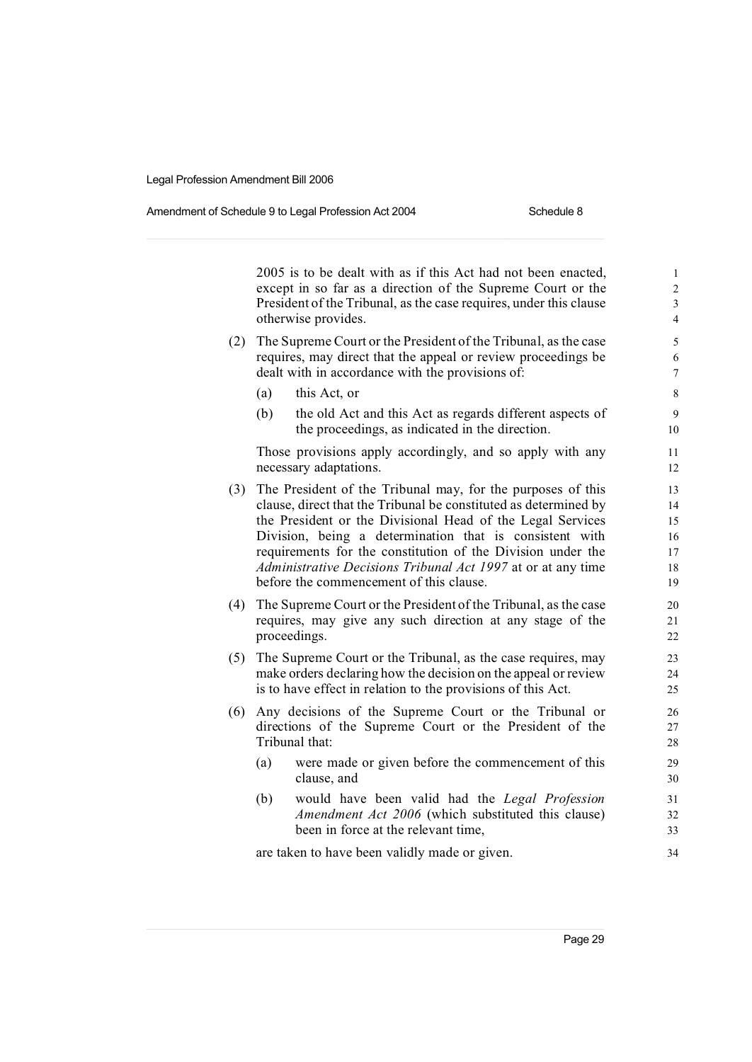2005 is to be dealt with as if this Act had not been enacted, except in so far as a direction of the Supreme Court or the President of the Tribunal, as the case requires, under this clause otherwise provides.

(2) The Supreme Court or the President of the Tribunal, as the case requires, may direct that the appeal or review proceedings be dealt with in accordance with the provisions of:

(a) this Act, or

(b) the old Act and this Act as regards different aspects of the proceedings, as indicated in the direction.

Those provisions apply accordingly, and so apply with any necessary adaptations.

(3) The President of the Tribunal may, for the purposes of this clause, direct that the Tribunal be constituted as determined by the President or the Divisional Head of the Legal Services Division, being a determination that is consistent with requirements for the constitution of the Division under the *Administrative Decisions Tribunal Act 1997* at or at any time before the commencement of this clause.

(4) The Supreme Court or the President of the Tribunal, as the case requires, may give any such direction at any stage of the proceedings.

(5) The Supreme Court or the Tribunal, as the case requires, may make orders declaring how the decision on the appeal or review is to have effect in relation to the provisions of this Act.

(6) Any decisions of the Supreme Court or the Tribunal or directions of the Supreme Court or the President of the Tribunal that:

(a) were made or given before the commencement of this clause, and

(b) would have been valid had the *Legal Profession Amendment Act 2006* (which substituted this clause) been in force at the relevant time,

are taken to have been validly made or given.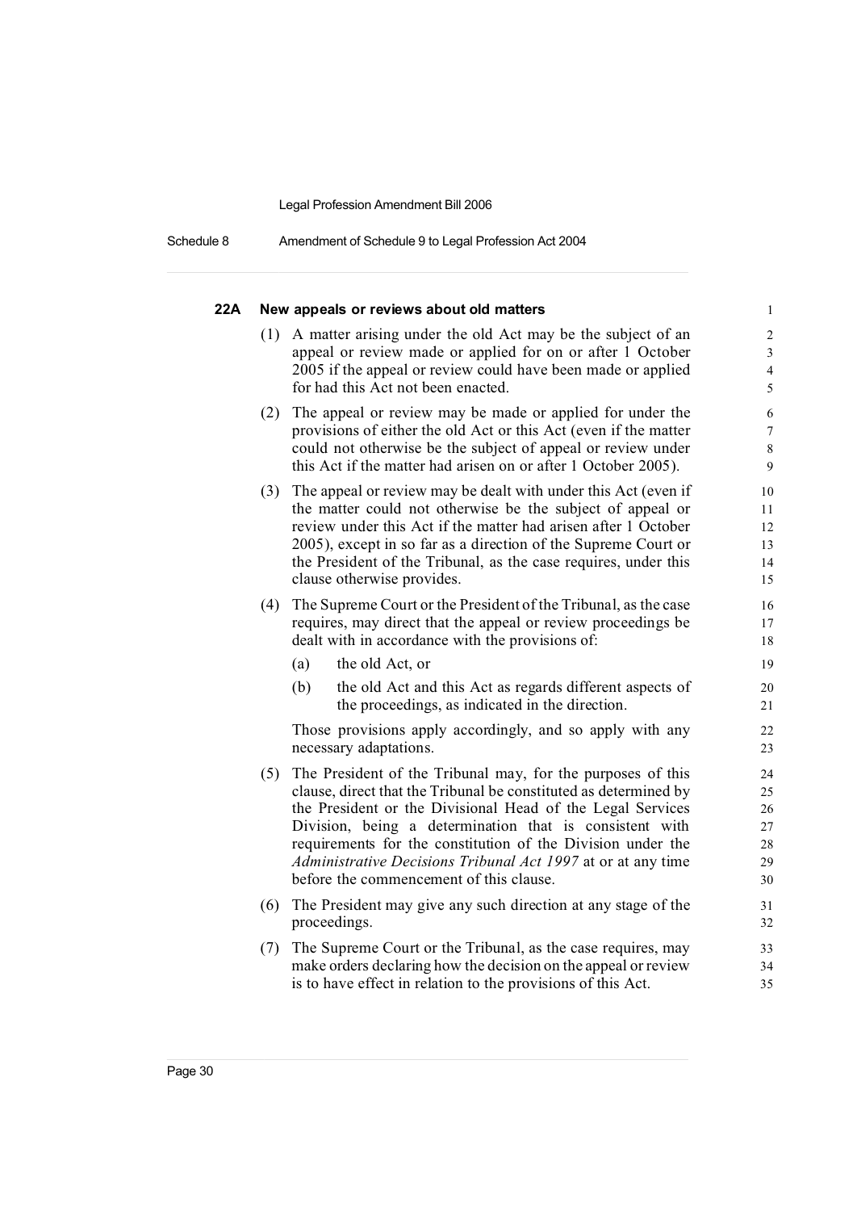### 22A New appeals or reviews about old matters

(1) A matter arising under the old Act may be the subject of an appeal or review made or applied for on or after 1 October 2005 if the appeal or review could have been made or applied for had this Act not been enacted.

(2) The appeal or review may be made or applied for under the provisions of either the old Act or this Act (even if the matter could not otherwise be the subject of appeal or review under this Act if the matter had arisen on or after 1 October 2005).

(3) The appeal or review may be dealt with under this Act (even if the matter could not otherwise be the subject of appeal or review under this Act if the matter had arisen after 1 October 2005), except in so far as a direction of the Supreme Court or the President of the Tribunal, as the case requires, under this clause otherwise provides.

(4) The Supreme Court or the President of the Tribunal, as the case requires, may direct that the appeal or review proceedings be dealt with in accordance with the provisions of:

- (a) the old Act, or
- (b) the old Act and this Act as regards different aspects of the proceedings, as indicated in the direction.

Those provisions apply accordingly, and so apply with any necessary adaptations.

(5) The President of the Tribunal may, for the purposes of this clause, direct that the Tribunal be constituted as determined by the President or the Divisional Head of the Legal Services Division, being a determination that is consistent with requirements for the constitution of the Division under the *Administrative Decisions Tribunal Act 1997* at or at any time before the commencement of this clause.

(6) The President may give any such direction at any stage of the proceedings.

(7) The Supreme Court or the Tribunal, as the case requires, may make orders declaring how the decision on the appeal or review is to have effect in relation to the provisions of this Act.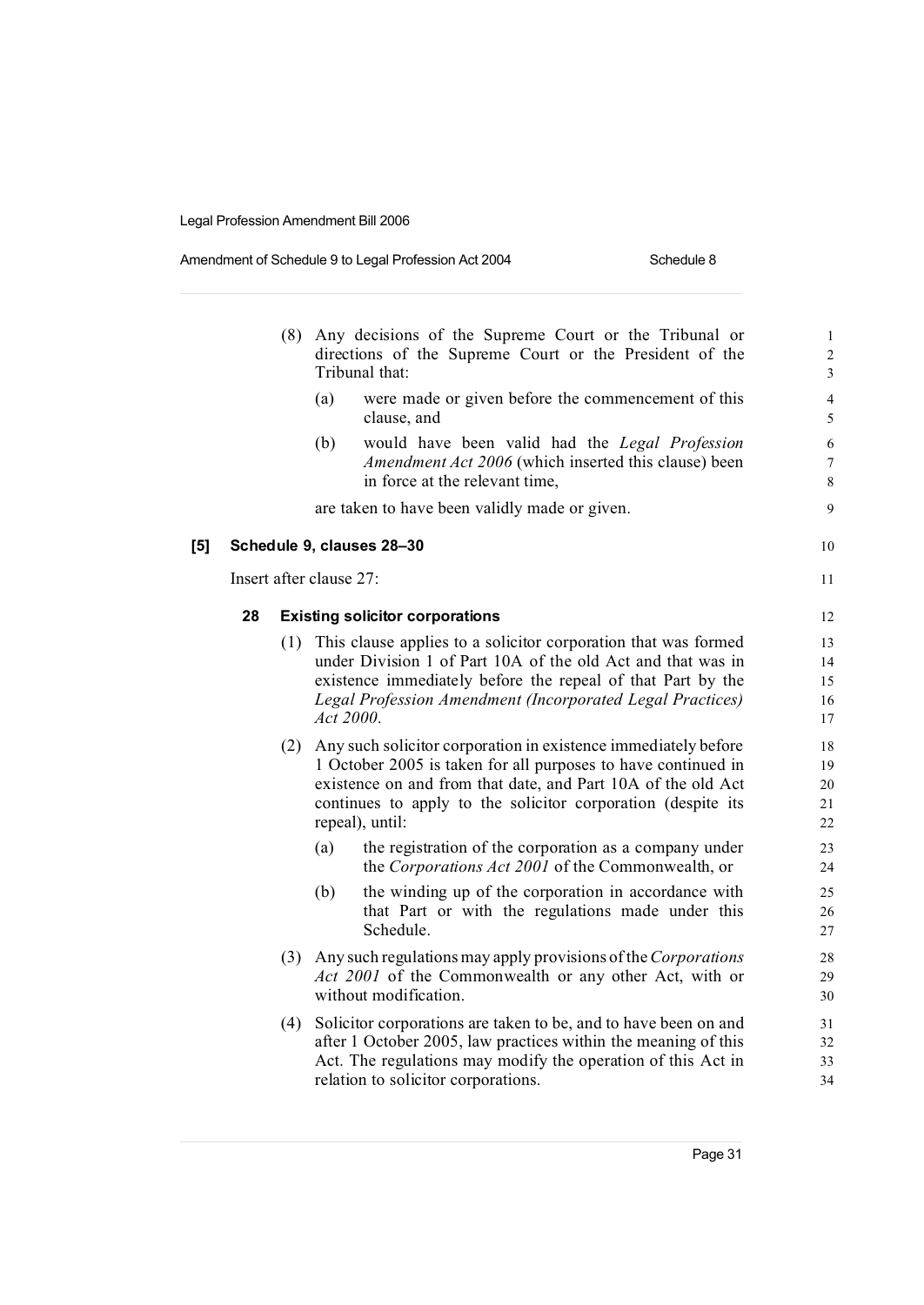(8) Any decisions of the Supreme Court or the Tribunal or directions of the Supreme Court or the President of the Tribunal that:

(a) were made or given before the commencement of this clause, and

(b) would have been valid had the *Legal Profession Amendment Act 2006* (which inserted this clause) been in force at the relevant time,

are taken to have been validly made or given.

**[5] Schedule 9, clauses 28–30**

Insert after clause 27:

**28 Existing solicitor corporations**

(1) This clause applies to a solicitor corporation that was formed under Division 1 of Part 10A of the old Act and that was in existence immediately before the repeal of that Part by the *Legal Profession Amendment (Incorporated Legal Practices) Act 2000*.

(2) Any such solicitor corporation in existence immediately before 1 October 2005 is taken for all purposes to have continued in existence on and from that date, and Part 10A of the old Act continues to apply to the solicitor corporation (despite its repeal), until:

(a) the registration of the corporation as a company under the *Corporations Act 2001* of the Commonwealth, or

(b) the winding up of the corporation in accordance with that Part or with the regulations made under this Schedule.

(3) Any such regulations may apply provisions of the *Corporations Act 2001* of the Commonwealth or any other Act, with or without modification.

(4) Solicitor corporations are taken to be, and to have been on and after 1 October 2005, law practices within the meaning of this Act. The regulations may modify the operation of this Act in relation to solicitor corporations.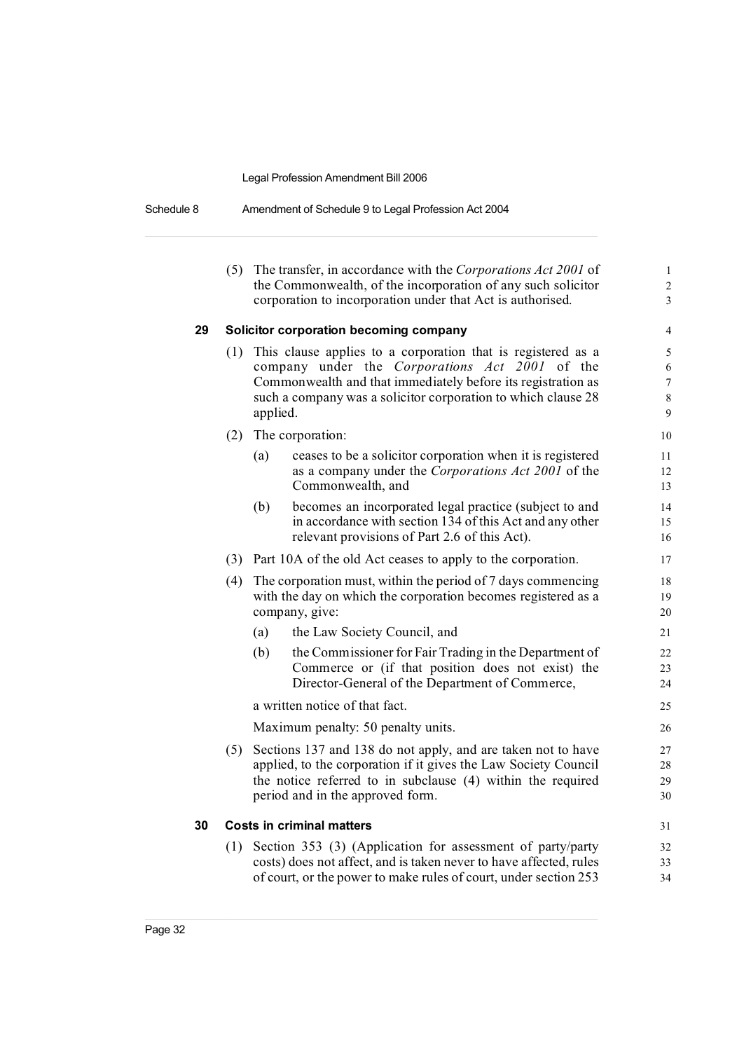(5) The transfer, in accordance with the *Corporations Act 2001* of the Commonwealth, of the incorporation of any such solicitor corporation to incorporation under that Act is authorised.

### 29 Solicitor corporation becoming company

(1) This clause applies to a corporation that is registered as a company under the *Corporations Act 2001* of the Commonwealth and that immediately before its registration as such a company was a solicitor corporation to which clause 28 applied.

(2) The corporation:

(a) ceases to be a solicitor corporation when it is registered as a company under the *Corporations Act 2001* of the Commonwealth, and

(b) becomes an incorporated legal practice (subject to and in accordance with section 134 of this Act and any other relevant provisions of Part 2.6 of this Act).

(3) Part 10A of the old Act ceases to apply to the corporation.

(4) The corporation must, within the period of 7 days commencing with the day on which the corporation becomes registered as a company, give:

(a) the Law Society Council, and

(b) the Commissioner for Fair Trading in the Department of Commerce or (if that position does not exist) the Director-General of the Department of Commerce,

a written notice of that fact.

Maximum penalty: 50 penalty units.

(5) Sections 137 and 138 do not apply, and are taken not to have applied, to the corporation if it gives the Law Society Council the notice referred to in subclause (4) within the required period and in the approved form.

### 30 Costs in criminal matters

(1) Section 353 (3) (Application for assessment of party/party costs) does not affect, and is taken never to have affected, rules of court, or the power to make rules of court, under section 253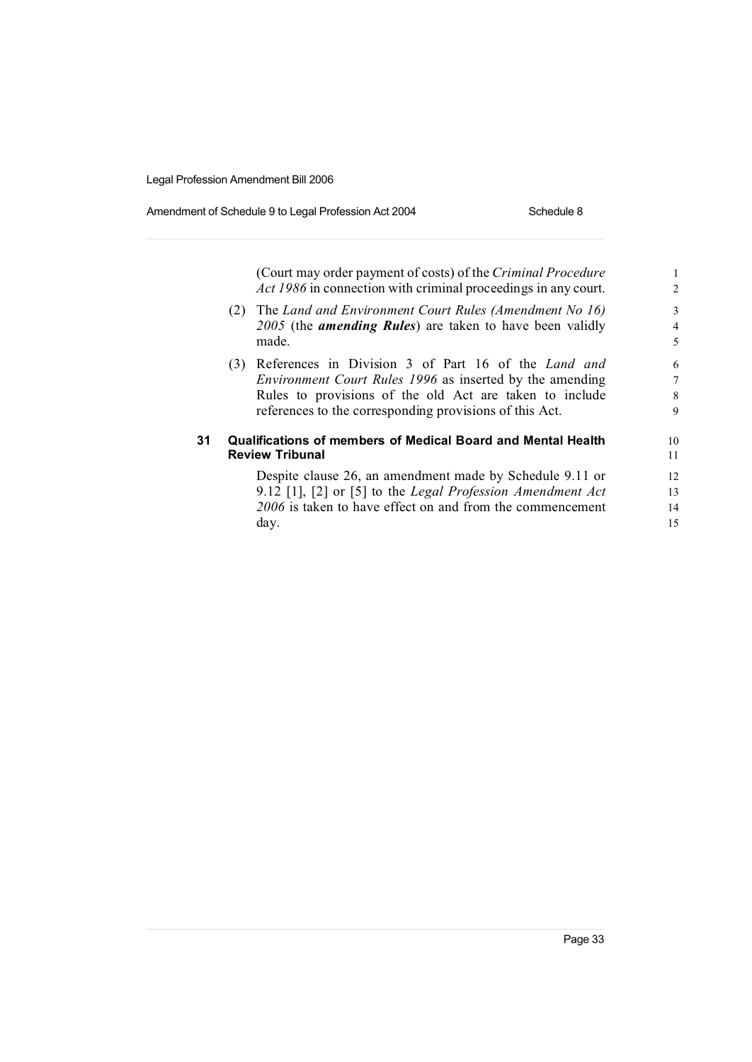(Court may order payment of costs) of the *Criminal Procedure Act 1986* in connection with criminal proceedings in any court.

(2) The *Land and Environment Court Rules (Amendment No 16) 2005* (the ***amending Rules***) are taken to have been validly made.

(3) References in Division 3 of Part 16 of the *Land and Environment Court Rules 1996* as inserted by the amending Rules to provisions of the old Act are taken to include references to the corresponding provisions of this Act.

**31 Qualifications of members of Medical Board and Mental Health Review Tribunal**

Despite clause 26, an amendment made by Schedule 9.11 or 9.12 [1], [2] or [5] to the *Legal Profession Amendment Act 2006* is taken to have effect on and from the commencement day.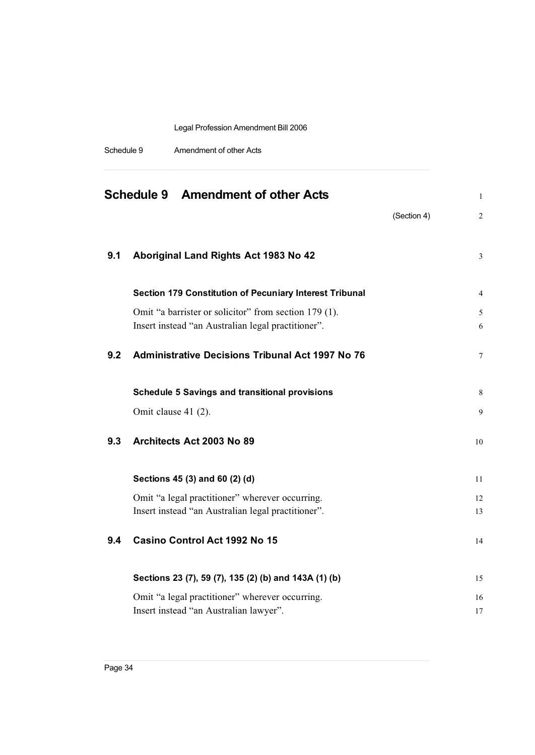# Schedule 9 Amendment of other Acts

(Section 4)

## 9.1 Aboriginal Land Rights Act 1983 No 42

### Section 179 Constitution of Pecuniary Interest Tribunal

Omit "a barrister or solicitor" from section 179 (1).
Insert instead "an Australian legal practitioner".

## 9.2 Administrative Decisions Tribunal Act 1997 No 76

### Schedule 5 Savings and transitional provisions

Omit clause 41 (2).

## 9.3 Architects Act 2003 No 89

### Sections 45 (3) and 60 (2) (d)

Omit "a legal practitioner" wherever occurring.
Insert instead "an Australian legal practitioner".

## 9.4 Casino Control Act 1992 No 15

### Sections 23 (7), 59 (7), 135 (2) (b) and 143A (1) (b)

Omit "a legal practitioner" wherever occurring.
Insert instead "an Australian lawyer".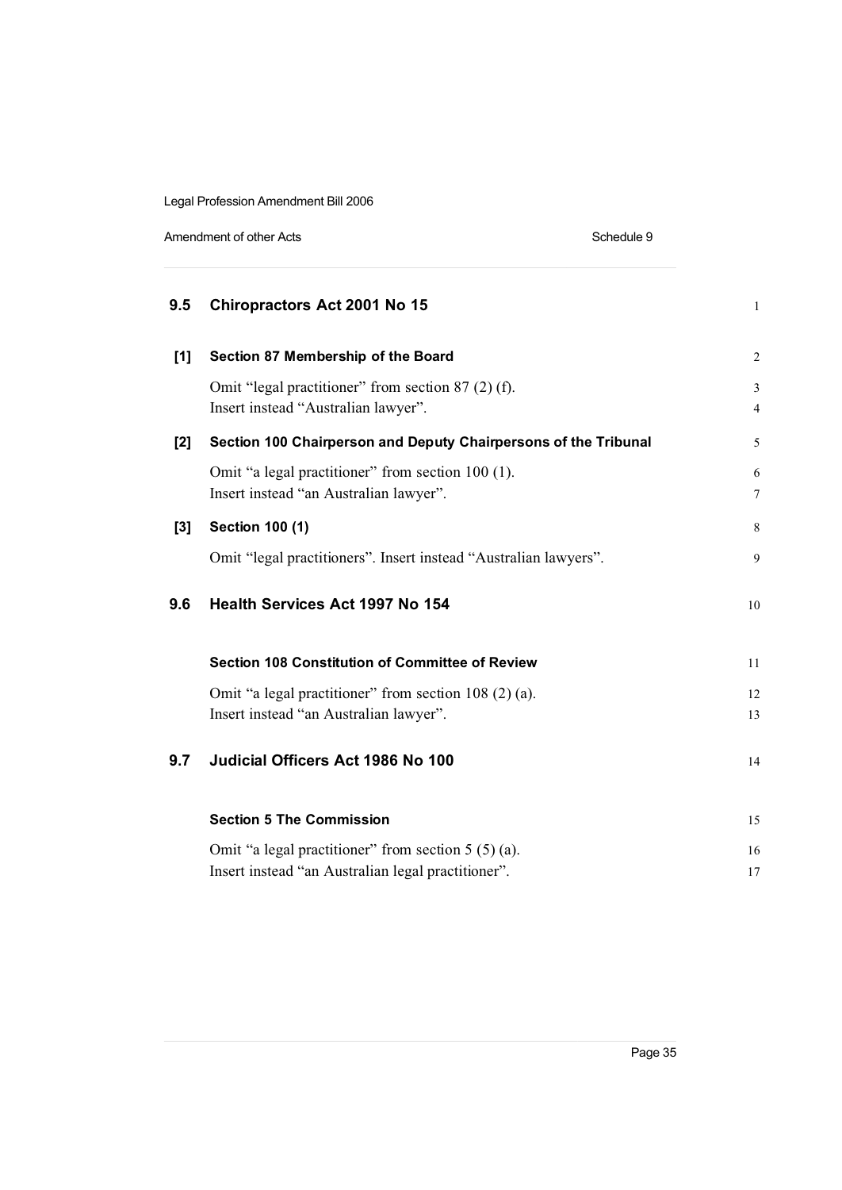## 9.5 Chiropractors Act 2001 No 15

### [1] Section 87 Membership of the Board

Omit "legal practitioner" from section 87 (2) (f).
Insert instead "Australian lawyer".

### [2] Section 100 Chairperson and Deputy Chairpersons of the Tribunal

Omit "a legal practitioner" from section 100 (1).
Insert instead "an Australian lawyer".

### [3] Section 100 (1)

Omit "legal practitioners". Insert instead "Australian lawyers".

## 9.6 Health Services Act 1997 No 154

### Section 108 Constitution of Committee of Review

Omit "a legal practitioner" from section 108 (2) (a).
Insert instead "an Australian lawyer".

## 9.7 Judicial Officers Act 1986 No 100

### Section 5 The Commission

Omit "a legal practitioner" from section 5 (5) (a).
Insert instead "an Australian legal practitioner".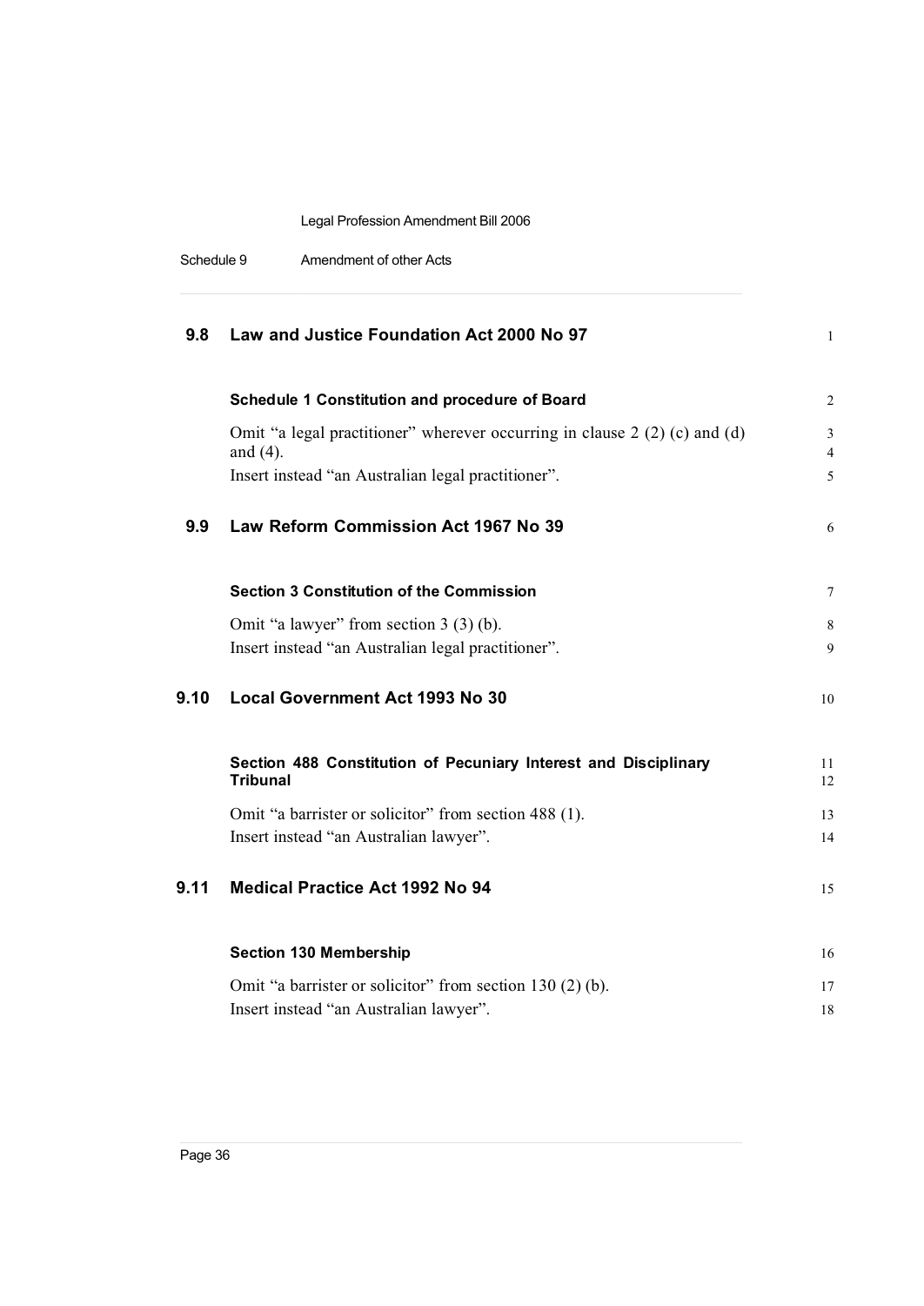## 9.8 Law and Justice Foundation Act 2000 No 97

### Schedule 1 Constitution and procedure of Board

Omit "a legal practitioner" wherever occurring in clause 2 (2) (c) and (d) and (4).

Insert instead "an Australian legal practitioner".

## 9.9 Law Reform Commission Act 1967 No 39

### Section 3 Constitution of the Commission

Omit "a lawyer" from section 3 (3) (b).

Insert instead "an Australian legal practitioner".

## 9.10 Local Government Act 1993 No 30

### Section 488 Constitution of Pecuniary Interest and Disciplinary Tribunal

Omit "a barrister or solicitor" from section 488 (1).

Insert instead "an Australian lawyer".

## 9.11 Medical Practice Act 1992 No 94

### Section 130 Membership

Omit "a barrister or solicitor" from section 130 (2) (b).

Insert instead "an Australian lawyer".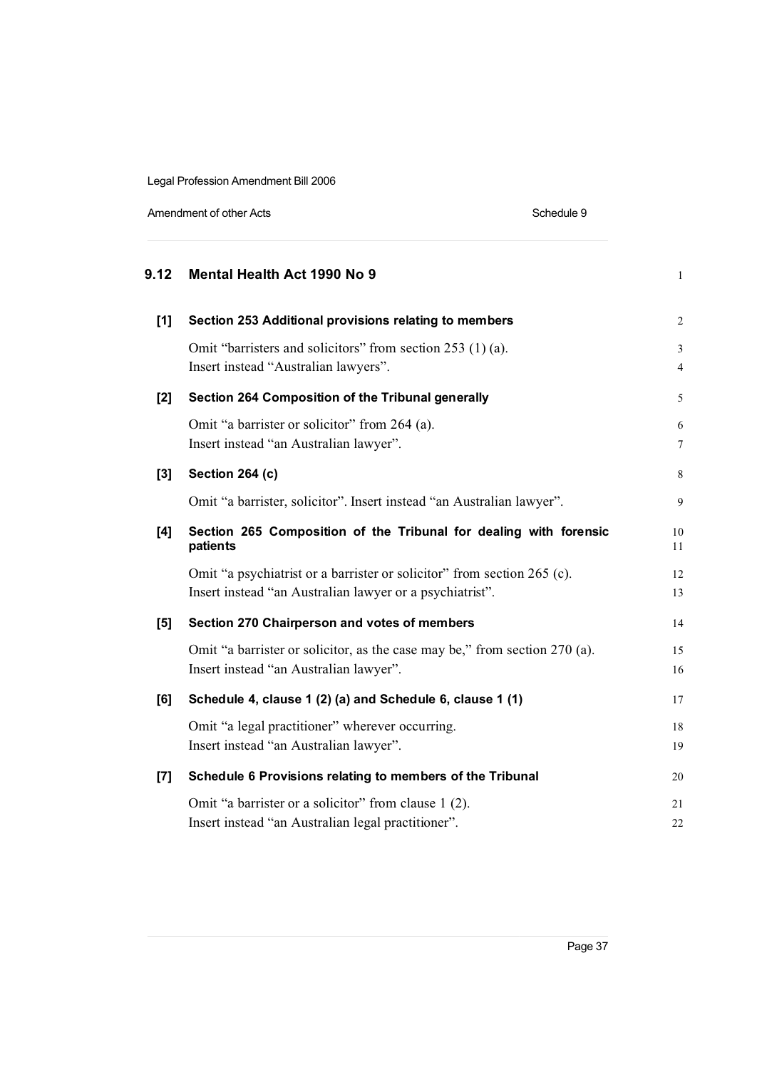## 9.12 Mental Health Act 1990 No 9

**[1] Section 253 Additional provisions relating to members**

Omit "barristers and solicitors" from section 253 (1) (a).
Insert instead "Australian lawyers".

**[2] Section 264 Composition of the Tribunal generally**

Omit "a barrister or solicitor" from 264 (a).
Insert instead "an Australian lawyer".

**[3] Section 264 (c)**

Omit "a barrister, solicitor". Insert instead "an Australian lawyer".

**[4] Section 265 Composition of the Tribunal for dealing with forensic patients**

Omit "a psychiatrist or a barrister or solicitor" from section 265 (c).
Insert instead "an Australian lawyer or a psychiatrist".

**[5] Section 270 Chairperson and votes of members**

Omit "a barrister or solicitor, as the case may be," from section 270 (a).
Insert instead "an Australian lawyer".

**[6] Schedule 4, clause 1 (2) (a) and Schedule 6, clause 1 (1)**

Omit "a legal practitioner" wherever occurring.
Insert instead "an Australian lawyer".

**[7] Schedule 6 Provisions relating to members of the Tribunal**

Omit "a barrister or a solicitor" from clause 1 (2).
Insert instead "an Australian legal practitioner".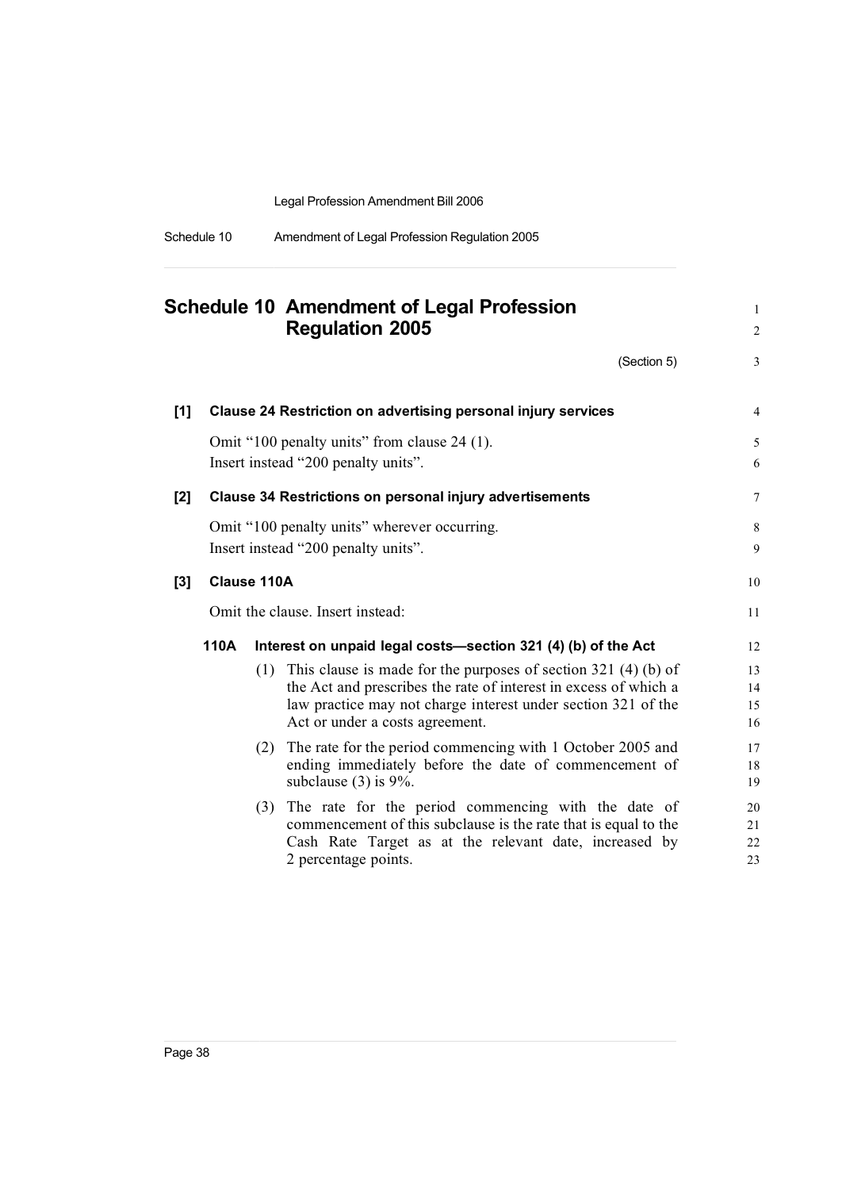# Schedule 10 Amendment of Legal Profession Regulation 2005

(Section 5)

**[1] Clause 24 Restriction on advertising personal injury services**

Omit "100 penalty units" from clause 24 (1).
Insert instead "200 penalty units".

**[2] Clause 34 Restrictions on personal injury advertisements**

Omit "100 penalty units" wherever occurring.
Insert instead "200 penalty units".

**[3] Clause 110A**

Omit the clause. Insert instead:

**110A Interest on unpaid legal costs—section 321 (4) (b) of the Act**

(1) This clause is made for the purposes of section 321 (4) (b) of the Act and prescribes the rate of interest in excess of which a law practice may not charge interest under section 321 of the Act or under a costs agreement.

(2) The rate for the period commencing with 1 October 2005 and ending immediately before the date of commencement of subclause (3) is 9%.

(3) The rate for the period commencing with the date of commencement of this subclause is the rate that is equal to the Cash Rate Target as at the relevant date, increased by 2 percentage points.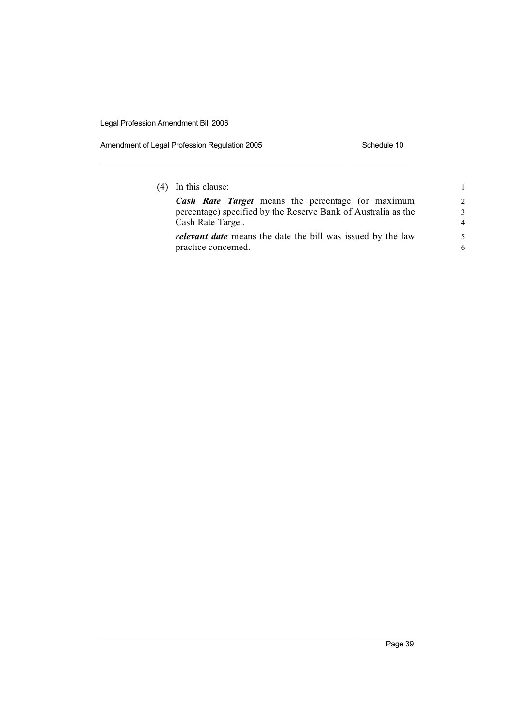(4) In this clause:

***Cash Rate Target*** means the percentage (or maximum percentage) specified by the Reserve Bank of Australia as the Cash Rate Target.

***relevant date*** means the date the bill was issued by the law practice concerned.